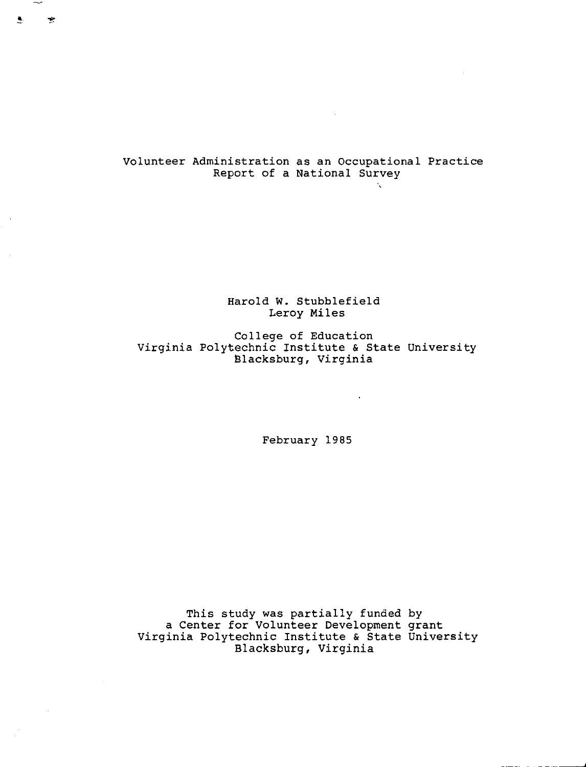# Volunteer Administration as an Occupational Practice
## Report of a National Survey

Harold W. Stubblefield
Leroy Miles

College of Education
Virginia Polytechnic Institute & State University
Blacksburg, Virginia

February 1985

This study was partially funded by
a Center for Volunteer Development grant
Virginia Polytechnic Institute & State University
Blacksburg, Virginia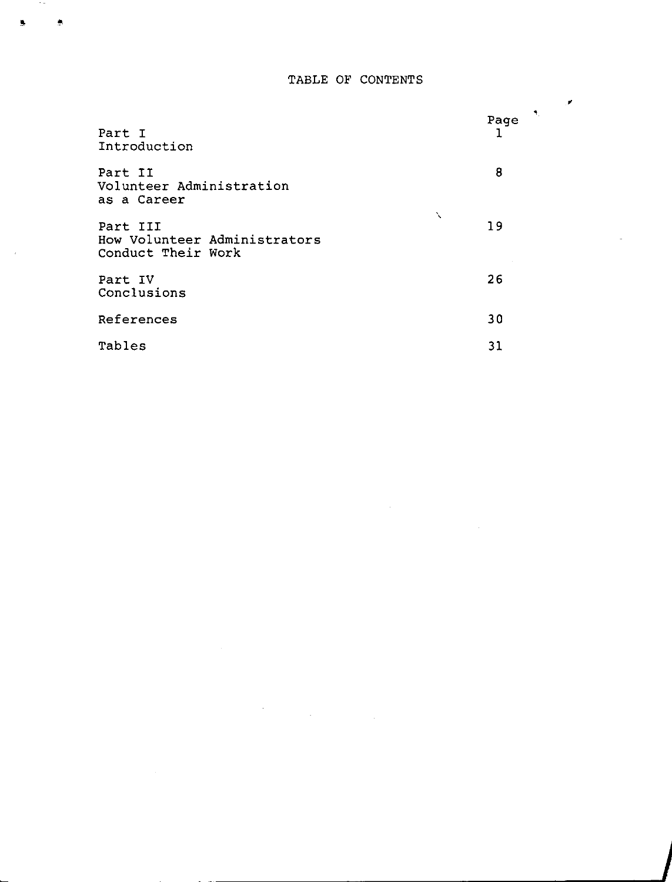# TABLE OF CONTENTS

| | Page |
|---|---|
| Part I<br>Introduction | 1 |
| Part II<br>Volunteer Administration as a Career | 8 |
| Part III<br>How Volunteer Administrators Conduct Their Work | 19 |
| Part IV<br>Conclusions | 26 |
| References | 30 |
| Tables | 31 |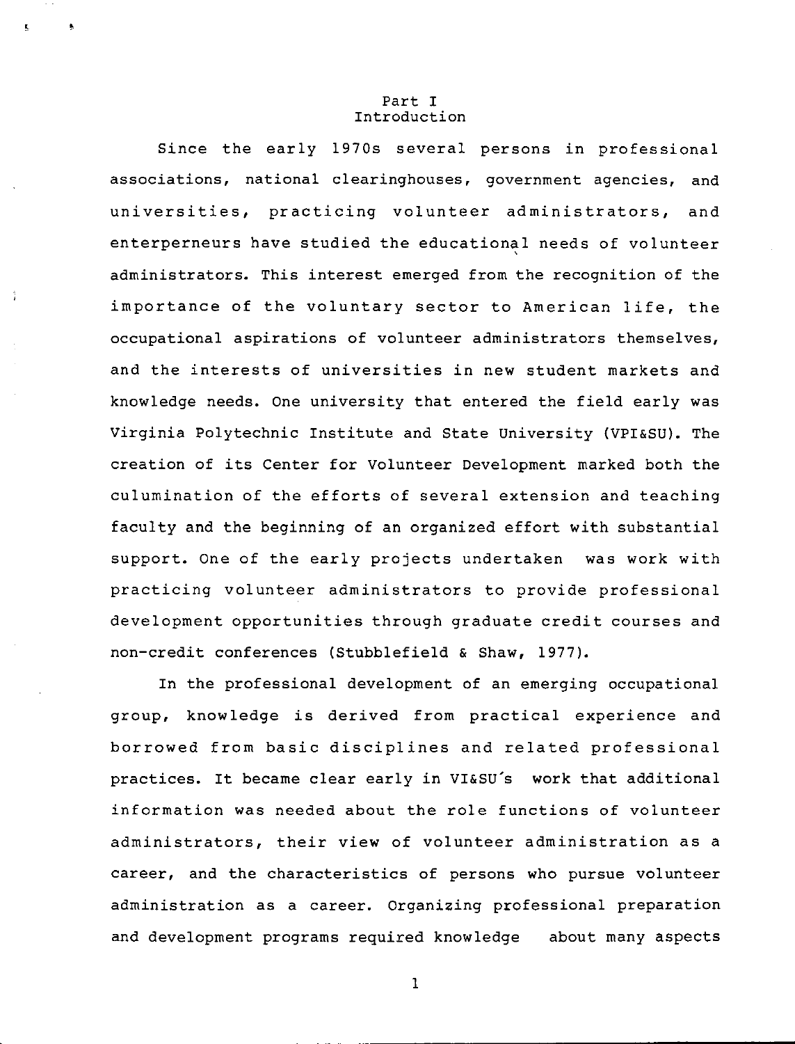# Part I
## Introduction

Since the early 1970s several persons in professional associations, national clearinghouses, government agencies, and universities, practicing volunteer administrators, and enterperneurs have studied the educational needs of volunteer administrators. This interest emerged from the recognition of the importance of the voluntary sector to American life, the occupational aspirations of volunteer administrators themselves, and the interests of universities in new student markets and knowledge needs. One university that entered the field early was Virginia Polytechnic Institute and State University (VPI&SU). The creation of its Center for Volunteer Development marked both the culumination of the efforts of several extension and teaching faculty and the beginning of an organized effort with substantial support. One of the early projects undertaken was work with practicing volunteer administrators to provide professional development opportunities through graduate credit courses and non-credit conferences (Stubblefield & Shaw, 1977).

In the professional development of an emerging occupational group, knowledge is derived from practical experience and borrowed from basic disciplines and related professional practices. It became clear early in VI&SU's work that additional information was needed about the role functions of volunteer administrators, their view of volunteer administration as a career, and the characteristics of persons who pursue volunteer administration as a career. Organizing professional preparation and development programs required knowledge about many aspects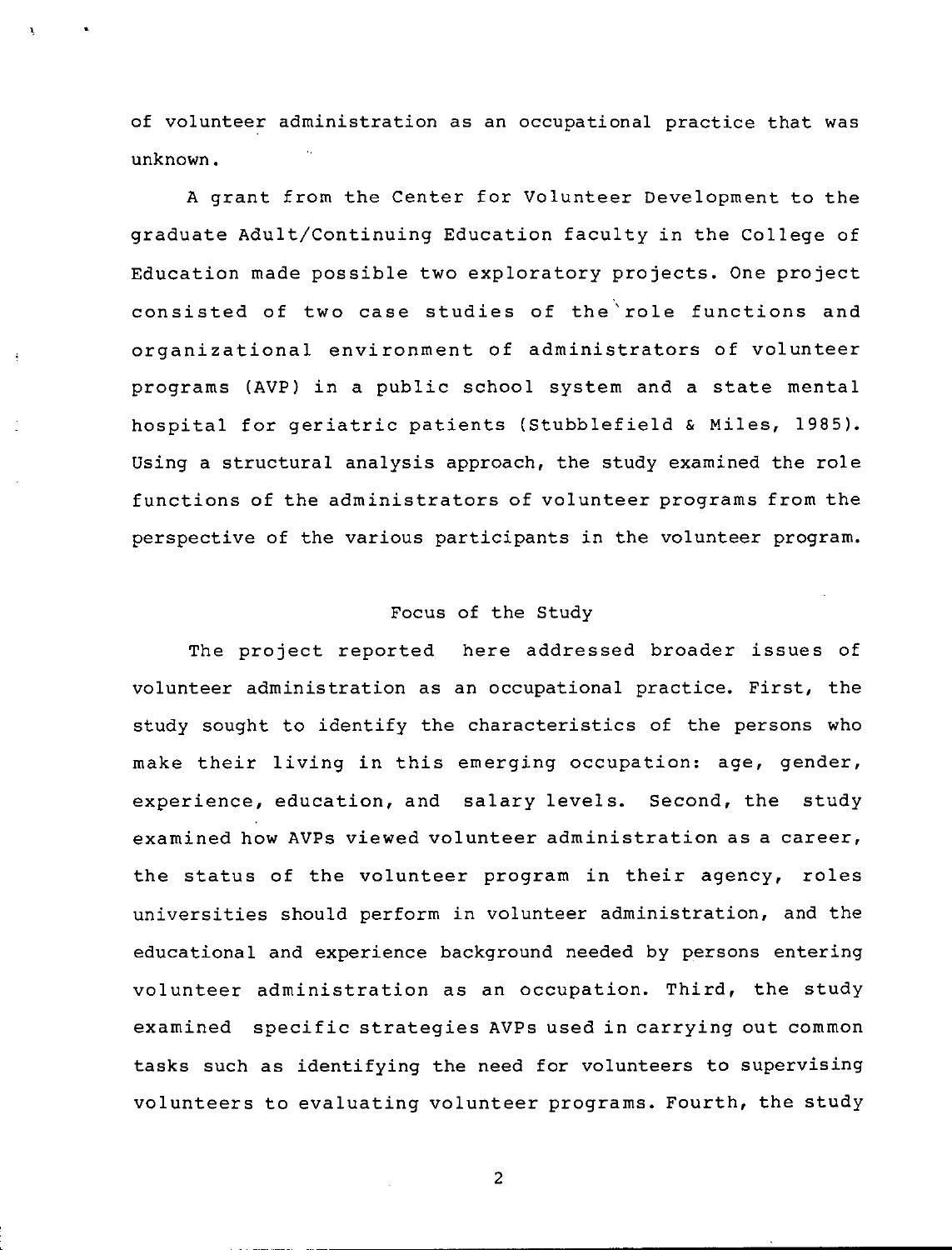of volunteer administration as an occupational practice that was unknown.

A grant from the Center for Volunteer Development to the graduate Adult/Continuing Education faculty in the College of Education made possible two exploratory projects. One project consisted of two case studies of the role functions and organizational environment of administrators of volunteer programs (AVP) in a public school system and a state mental hospital for geriatric patients (Stubblefield & Miles, 1985). Using a structural analysis approach, the study examined the role functions of the administrators of volunteer programs from the perspective of the various participants in the volunteer program.

## Focus of the Study

The project reported here addressed broader issues of volunteer administration as an occupational practice. First, the study sought to identify the characteristics of the persons who make their living in this emerging occupation: age, gender, experience, education, and salary levels. Second, the study examined how AVPs viewed volunteer administration as a career, the status of the volunteer program in their agency, roles universities should perform in volunteer administration, and the educational and experience background needed by persons entering volunteer administration as an occupation. Third, the study examined specific strategies AVPs used in carrying out common tasks such as identifying the need for volunteers to supervising volunteers to evaluating volunteer programs. Fourth, the study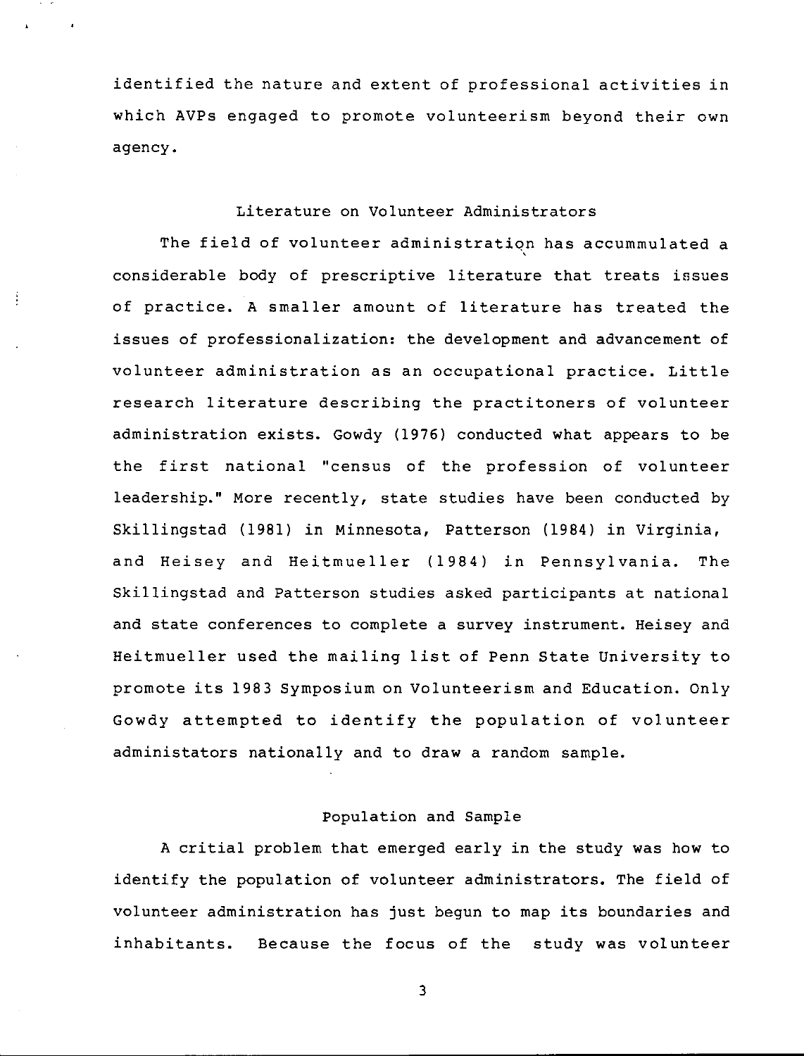identified the nature and extent of professional activities in which AVPs engaged to promote volunteerism beyond their own agency.

## Literature on Volunteer Administrators

The field of volunteer administration has accummulated a considerable body of prescriptive literature that treats issues of practice. A smaller amount of literature has treated the issues of professionalization: the development and advancement of volunteer administration as an occupational practice. Little research literature describing the practitoners of volunteer administration exists. Gowdy (1976) conducted what appears to be the first national "census of the profession of volunteer leadership." More recently, state studies have been conducted by Skillingstad (1981) in Minnesota, Patterson (1984) in Virginia, and Heisey and Heitmueller (1984) in Pennsylvania. The Skillingstad and Patterson studies asked participants at national and state conferences to complete a survey instrument. Heisey and Heitmueller used the mailing list of Penn State University to promote its 1983 Symposium on Volunteerism and Education. Only Gowdy attempted to identify the population of volunteer administators nationally and to draw a random sample.

## Population and Sample

A critial problem that emerged early in the study was how to identify the population of volunteer administrators. The field of volunteer administration has just begun to map its boundaries and inhabitants. Because the focus of the study was volunteer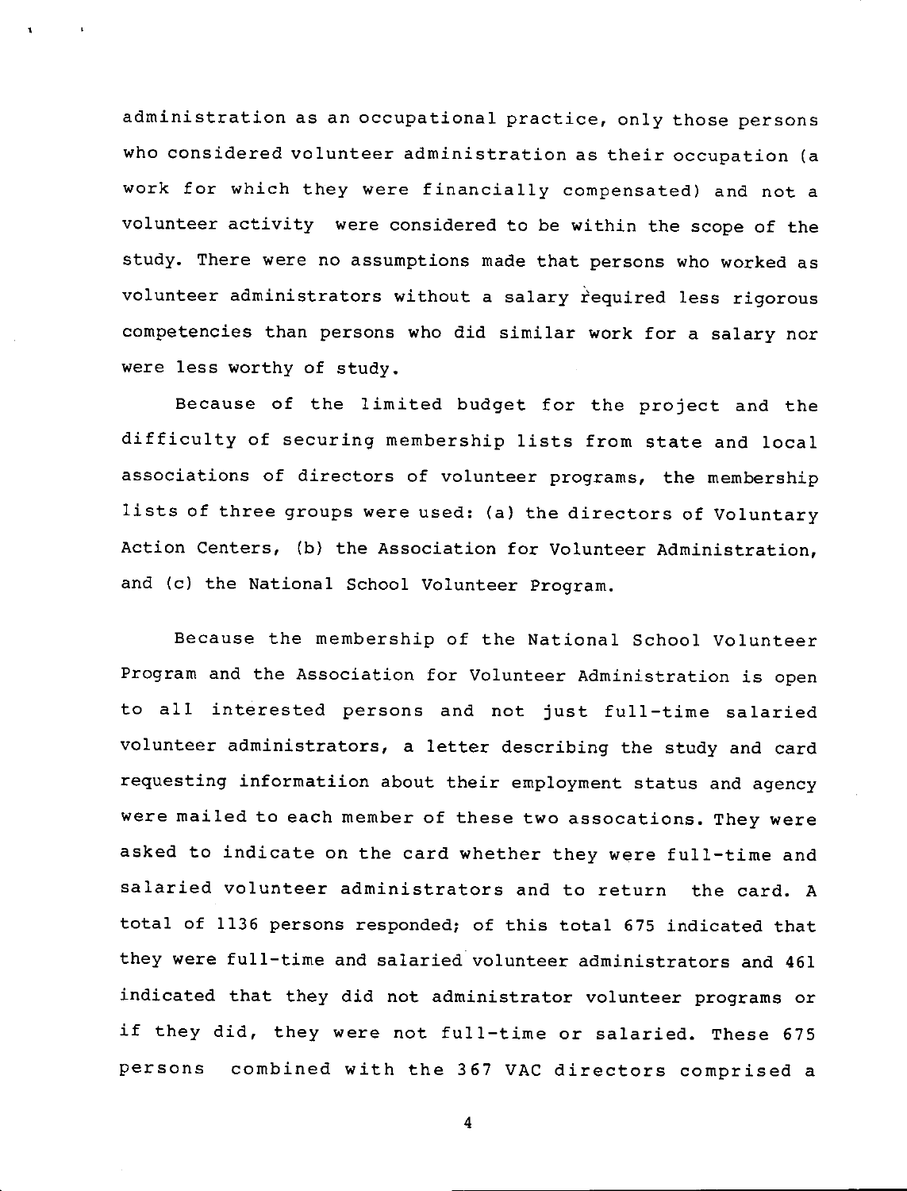administration as an occupational practice, only those persons who considered volunteer administration as their occupation (a work for which they were financially compensated) and not a volunteer activity were considered to be within the scope of the study. There were no assumptions made that persons who worked as volunteer administrators without a salary required less rigorous competencies than persons who did similar work for a salary nor were less worthy of study.

Because of the limited budget for the project and the difficulty of securing membership lists from state and local associations of directors of volunteer programs, the membership lists of three groups were used: (a) the directors of Voluntary Action Centers, (b) the Association for Volunteer Administration, and (c) the National School Volunteer Program.

Because the membership of the National School Volunteer Program and the Association for Volunteer Administration is open to all interested persons and not just full-time salaried volunteer administrators, a letter describing the study and card requesting informatiion about their employment status and agency were mailed to each member of these two assocations. They were asked to indicate on the card whether they were full-time and salaried volunteer administrators and to return the card. A total of 1136 persons responded; of this total 675 indicated that they were full-time and salaried volunteer administrators and 461 indicated that they did not administrator volunteer programs or if they did, they were not full-time or salaried. These 675 persons combined with the 367 VAC directors comprised a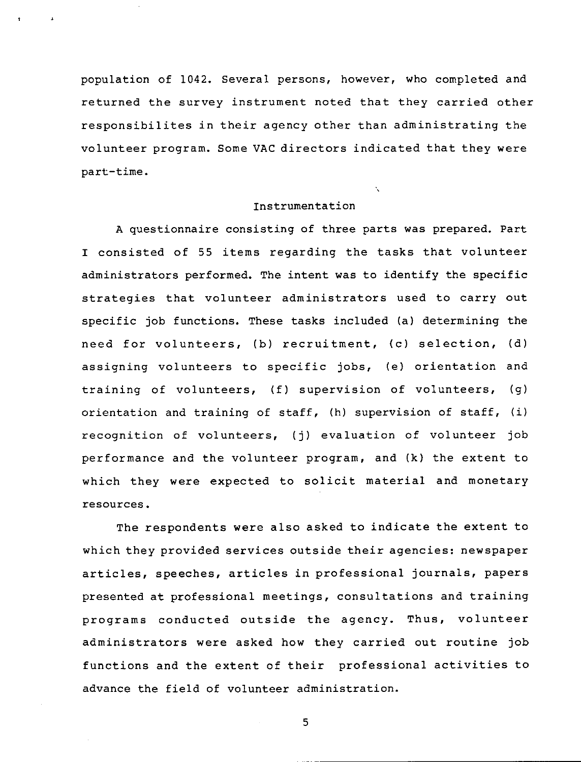population of 1042. Several persons, however, who completed and returned the survey instrument noted that they carried other responsibilites in their agency other than administrating the volunteer program. Some VAC directors indicated that they were part-time.

## Instrumentation

A questionnaire consisting of three parts was prepared. Part I consisted of 55 items regarding the tasks that volunteer administrators performed. The intent was to identify the specific strategies that volunteer administrators used to carry out specific job functions. These tasks included (a) determining the need for volunteers, (b) recruitment, (c) selection, (d) assigning volunteers to specific jobs, (e) orientation and training of volunteers, (f) supervision of volunteers, (g) orientation and training of staff, (h) supervision of staff, (i) recognition of volunteers, (j) evaluation of volunteer job performance and the volunteer program, and (k) the extent to which they were expected to solicit material and monetary resources.

The respondents were also asked to indicate the extent to which they provided services outside their agencies: newspaper articles, speeches, articles in professional journals, papers presented at professional meetings, consultations and training programs conducted outside the agency. Thus, volunteer administrators were asked how they carried out routine job functions and the extent of their professional activities to advance the field of volunteer administration.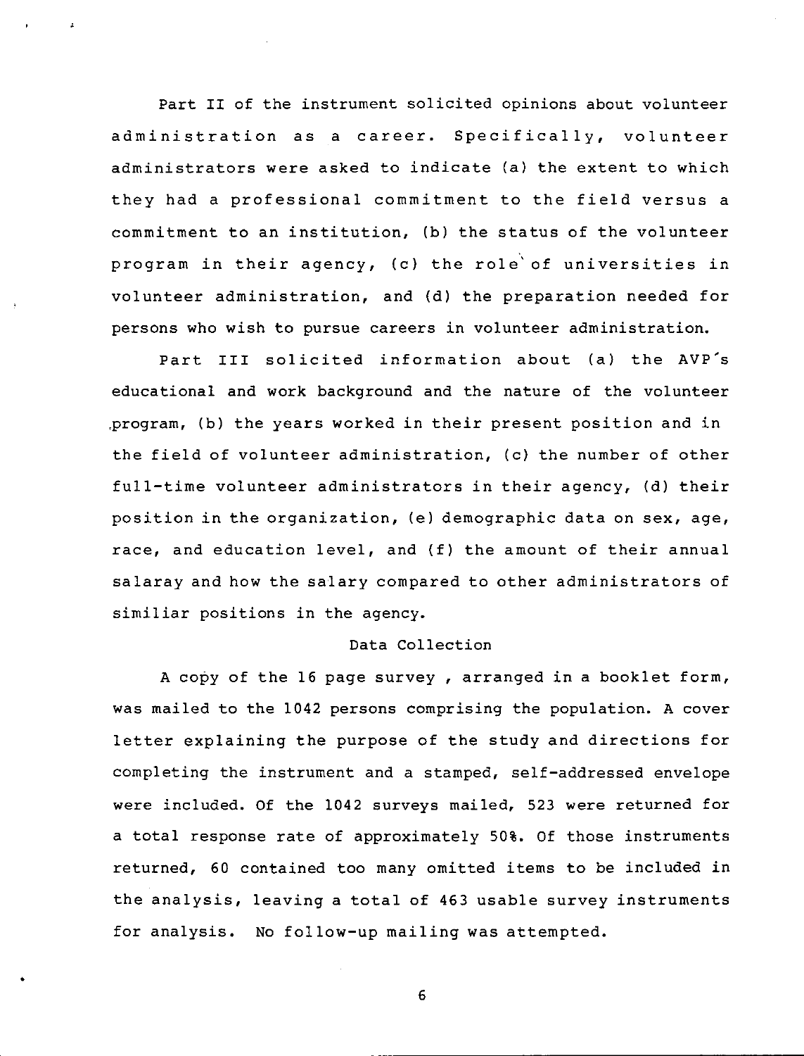Part II of the instrument solicited opinions about volunteer administration as a career. Specifically, volunteer administrators were asked to indicate (a) the extent to which they had a professional commitment to the field versus a commitment to an institution, (b) the status of the volunteer program in their agency, (c) the role of universities in volunteer administration, and (d) the preparation needed for persons who wish to pursue careers in volunteer administration.

Part III solicited information about (a) the AVP's educational and work background and the nature of the volunteer program, (b) the years worked in their present position and in the field of volunteer administration, (c) the number of other full-time volunteer administrators in their agency, (d) their position in the organization, (e) demographic data on sex, age, race, and education level, and (f) the amount of their annual salaray and how the salary compared to other administrators of similiar positions in the agency.

## Data Collection

A copy of the 16 page survey , arranged in a booklet form, was mailed to the 1042 persons comprising the population. A cover letter explaining the purpose of the study and directions for completing the instrument and a stamped, self-addressed envelope were included. Of the 1042 surveys mailed, 523 were returned for a total response rate of approximately 50%. Of those instruments returned, 60 contained too many omitted items to be included in the analysis, leaving a total of 463 usable survey instruments for analysis. No follow-up mailing was attempted.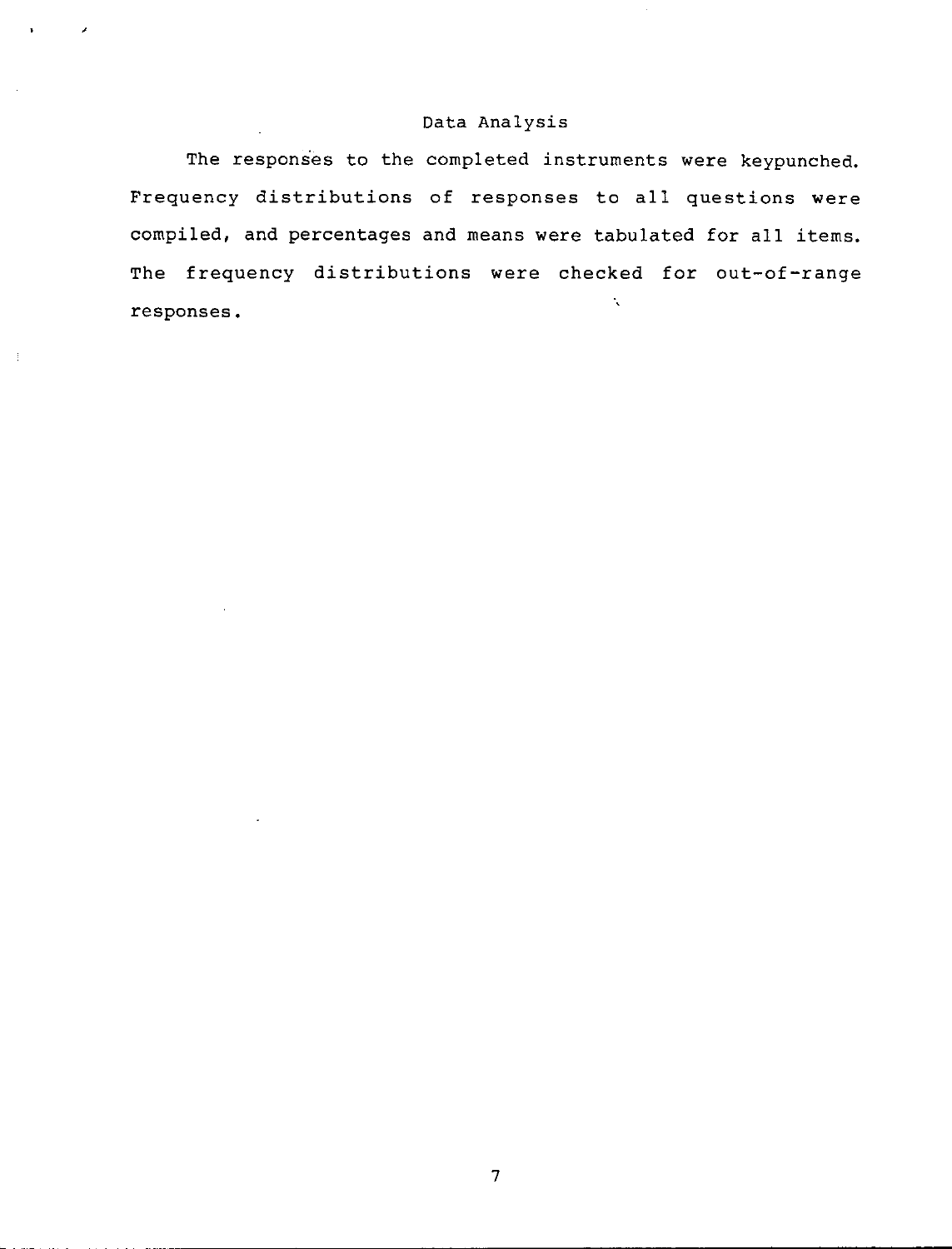## Data Analysis

The responses to the completed instruments were keypunched. Frequency distributions of responses to all questions were compiled, and percentages and means were tabulated for all items. The frequency distributions were checked for out-of-range responses.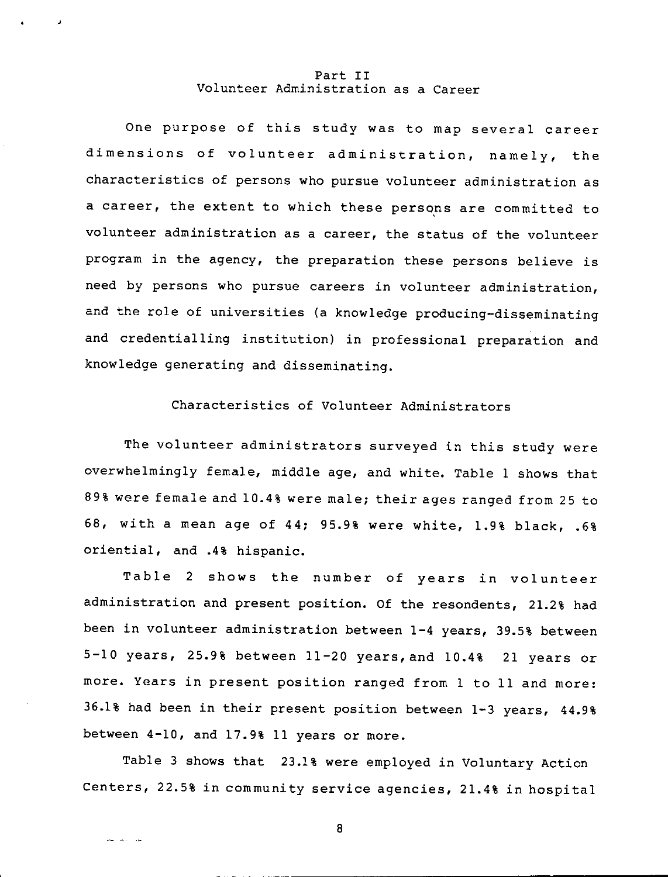## Part II
## Volunteer Administration as a Career

One purpose of this study was to map several career dimensions of volunteer administration, namely, the characteristics of persons who pursue volunteer administration as a career, the extent to which these persons are committed to volunteer administration as a career, the status of the volunteer program in the agency, the preparation these persons believe is need by persons who pursue careers in volunteer administration, and the role of universities (a knowledge producing-disseminating and credentialling institution) in professional preparation and knowledge generating and disseminating.

### Characteristics of Volunteer Administrators

The volunteer administrators surveyed in this study were overwhelmingly female, middle age, and white. Table 1 shows that 89% were female and 10.4% were male; their ages ranged from 25 to 68, with a mean age of 44; 95.9% were white, 1.9% black, .6% oriential, and .4% hispanic.

Table 2 shows the number of years in volunteer administration and present position. Of the resondents, 21.2% had been in volunteer administration between 1-4 years, 39.5% between 5-10 years, 25.9% between 11-20 years, and 10.4% 21 years or more. Years in present position ranged from 1 to 11 and more: 36.1% had been in their present position between 1-3 years, 44.9% between 4-10, and 17.9% 11 years or more.

Table 3 shows that 23.1% were employed in Voluntary Action Centers, 22.5% in community service agencies, 21.4% in hospital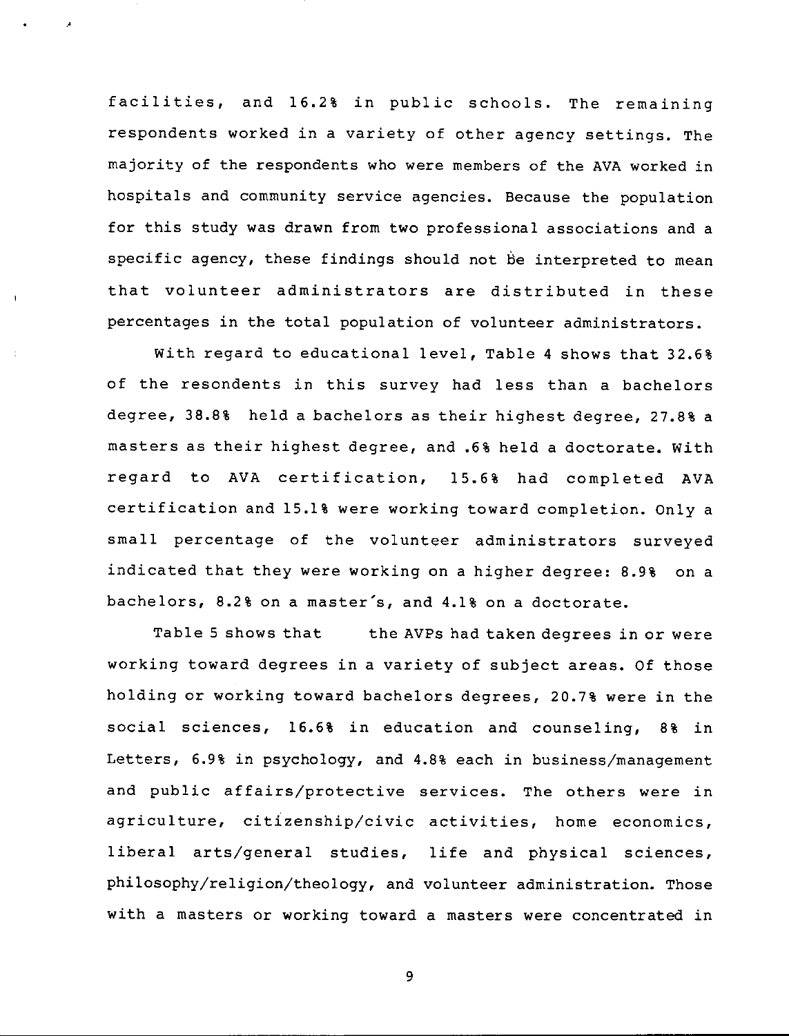facilities, and 16.2% in public schools. The remaining respondents worked in a variety of other agency settings. The majority of the respondents who were members of the AVA worked in hospitals and community service agencies. Because the population for this study was drawn from two professional associations and a specific agency, these findings should not be interpreted to mean that volunteer administrators are distributed in these percentages in the total population of volunteer administrators.

With regard to educational level, Table 4 shows that 32.6% of the resondents in this survey had less than a bachelors degree, 38.8% held a bachelors as their highest degree, 27.8% a masters as their highest degree, and .6% held a doctorate. With regard to AVA certification, 15.6% had completed AVA certification and 15.1% were working toward completion. Only a small percentage of the volunteer administrators surveyed indicated that they were working on a higher degree: 8.9% on a bachelors, 8.2% on a master's, and 4.1% on a doctorate.

Table 5 shows that the AVPs had taken degrees in or were working toward degrees in a variety of subject areas. Of those holding or working toward bachelors degrees, 20.7% were in the social sciences, 16.6% in education and counseling, 8% in Letters, 6.9% in psychology, and 4.8% each in business/management and public affairs/protective services. The others were in agriculture, citizenship/civic activities, home economics, liberal arts/general studies, life and physical sciences, philosophy/religion/theology, and volunteer administration. Those with a masters or working toward a masters were concentrated in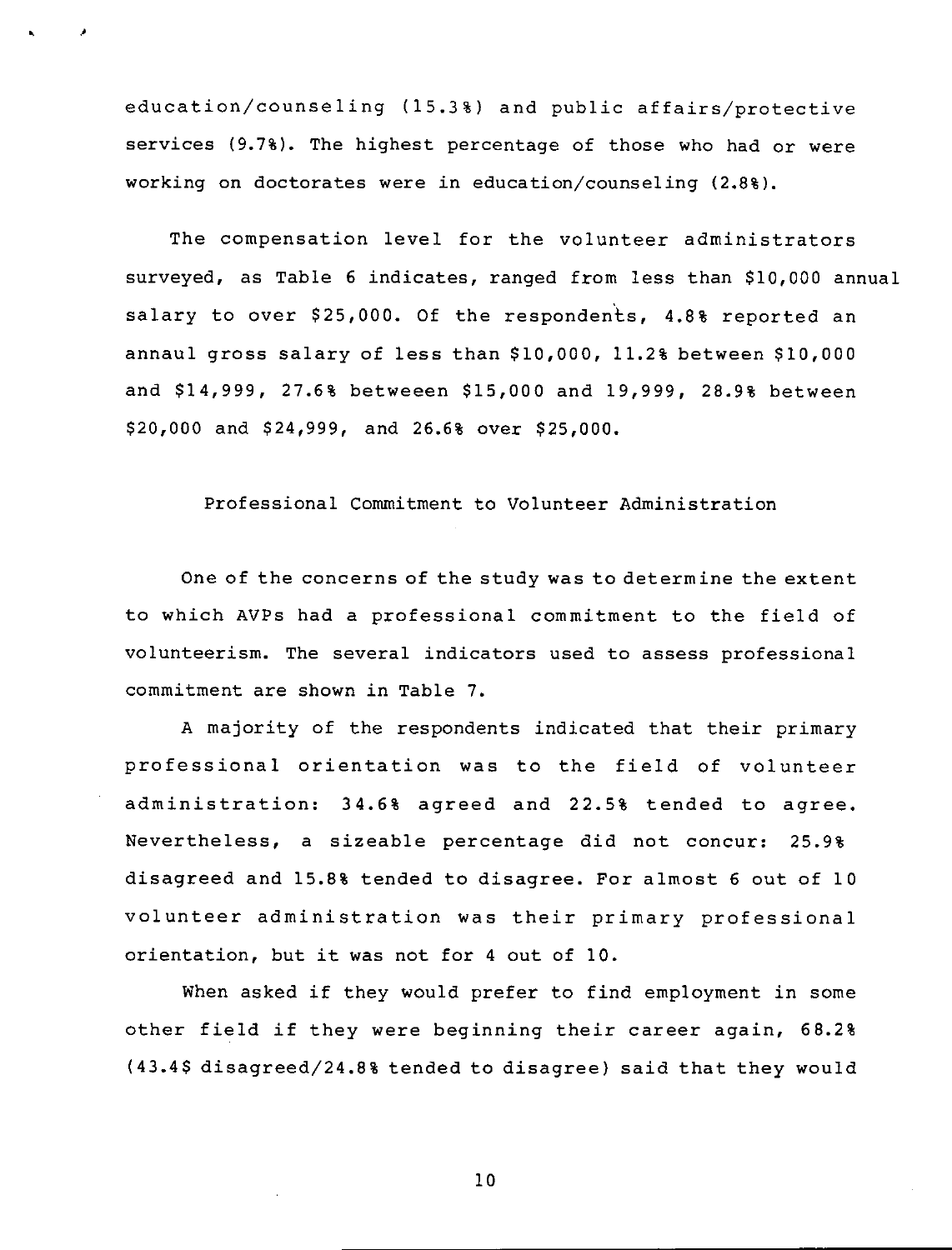education/counseling (15.3%) and public affairs/protective services (9.7%). The highest percentage of those who had or were working on doctorates were in education/counseling (2.8%).

The compensation level for the volunteer administrators surveyed, as Table 6 indicates, ranged from less than $10,000 annual salary to over $25,000. Of the respondents, 4.8% reported an annaul gross salary of less than $10,000, 11.2% between $10,000 and $14,999, 27.6% betweeen $15,000 and 19,999, 28.9% between $20,000 and $24,999, and 26.6% over $25,000.

## Professional Commitment to Volunteer Administration

One of the concerns of the study was to determine the extent to which AVPs had a professional commitment to the field of volunteerism. The several indicators used to assess professional commitment are shown in Table 7.

A majority of the respondents indicated that their primary professional orientation was to the field of volunteer administration: 34.6% agreed and 22.5% tended to agree. Nevertheless, a sizeable percentage did not concur: 25.9% disagreed and 15.8% tended to disagree. For almost 6 out of 10 volunteer administration was their primary professional orientation, but it was not for 4 out of 10.

When asked if they would prefer to find employment in some other field if they were beginning their career again, 68.2% (43.4$ disagreed/24.8% tended to disagree) said that they would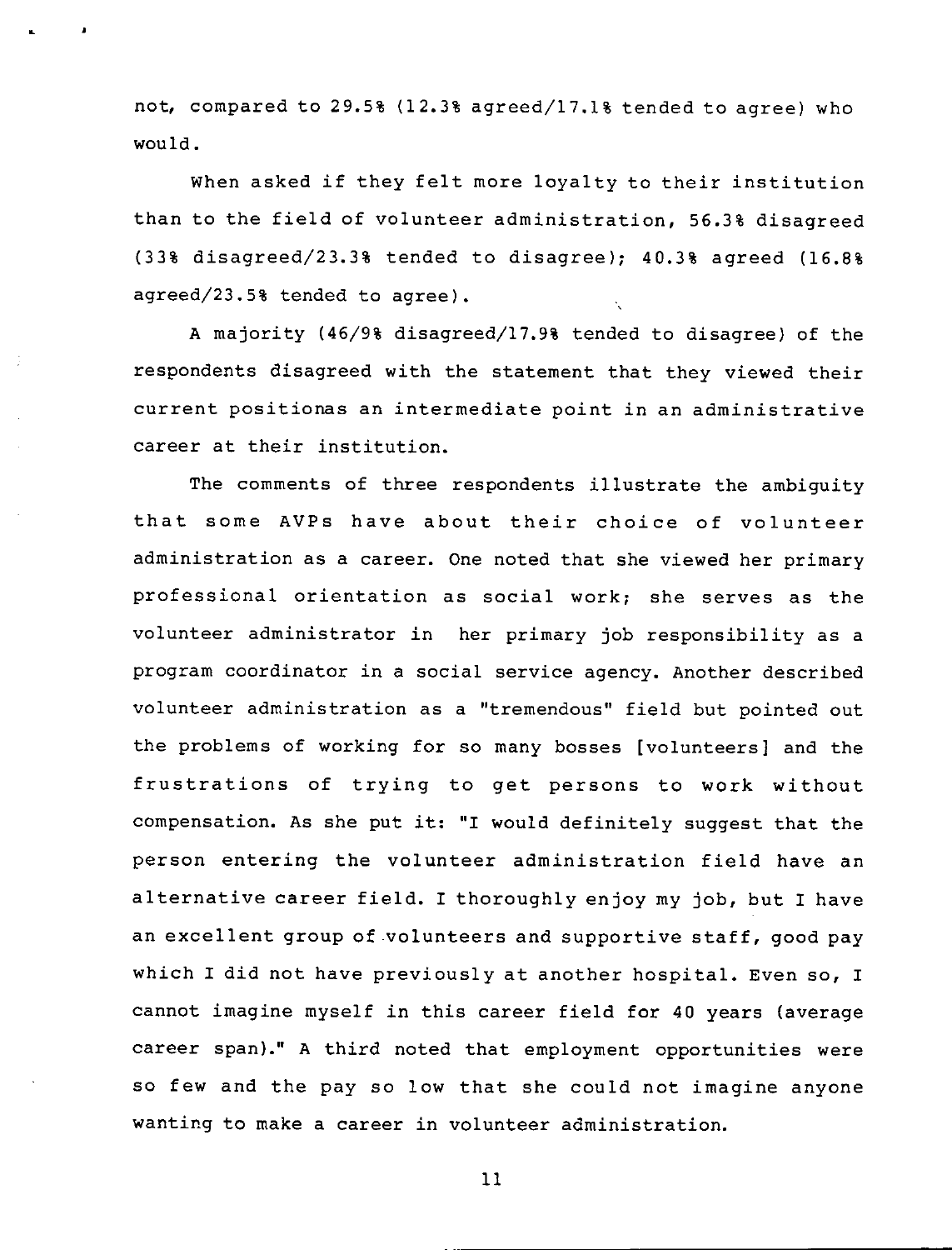not, compared to 29.5% (12.3% agreed/17.1% tended to agree) who would.

When asked if they felt more loyalty to their institution than to the field of volunteer administration, 56.3% disagreed (33% disagreed/23.3% tended to disagree); 40.3% agreed (16.8% agreed/23.5% tended to agree).

A majority (46/9% disagreed/17.9% tended to disagree) of the respondents disagreed with the statement that they viewed their current positionas an intermediate point in an administrative career at their institution.

The comments of three respondents illustrate the ambiguity that some AVPs have about their choice of volunteer administration as a career. One noted that she viewed her primary professional orientation as social work; she serves as the volunteer administrator in her primary job responsibility as a program coordinator in a social service agency. Another described volunteer administration as a "tremendous" field but pointed out the problems of working for so many bosses [volunteers] and the frustrations of trying to get persons to work without compensation. As she put it: "I would definitely suggest that the person entering the volunteer administration field have an alternative career field. I thoroughly enjoy my job, but I have an excellent group of volunteers and supportive staff, good pay which I did not have previously at another hospital. Even so, I cannot imagine myself in this career field for 40 years (average career span)." A third noted that employment opportunities were so few and the pay so low that she could not imagine anyone wanting to make a career in volunteer administration.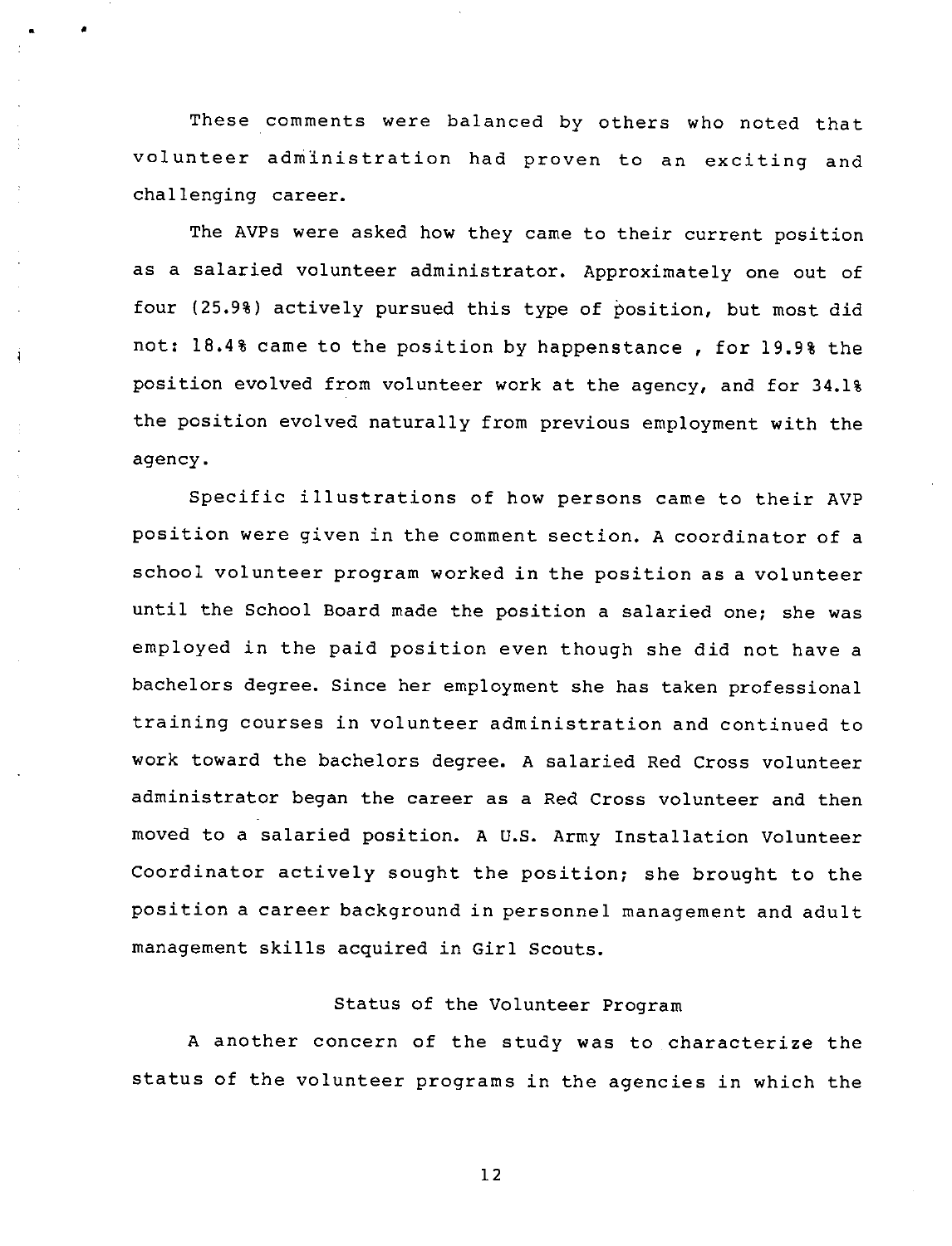These comments were balanced by others who noted that volunteer administration had proven to an exciting and challenging career.

The AVPs were asked how they came to their current position as a salaried volunteer administrator. Approximately one out of four (25.9%) actively pursued this type of position, but most did not: 18.4% came to the position by happenstance , for 19.9% the position evolved from volunteer work at the agency, and for 34.1% the position evolved naturally from previous employment with the agency.

Specific illustrations of how persons came to their AVP position were given in the comment section. A coordinator of a school volunteer program worked in the position as a volunteer until the School Board made the position a salaried one; she was employed in the paid position even though she did not have a bachelors degree. Since her employment she has taken professional training courses in volunteer administration and continued to work toward the bachelors degree. A salaried Red Cross volunteer administrator began the career as a Red Cross volunteer and then moved to a salaried position. A U.S. Army Installation Volunteer Coordinator actively sought the position; she brought to the position a career background in personnel management and adult management skills acquired in Girl Scouts.

## Status of the Volunteer Program

A another concern of the study was to characterize the status of the volunteer programs in the agencies in which the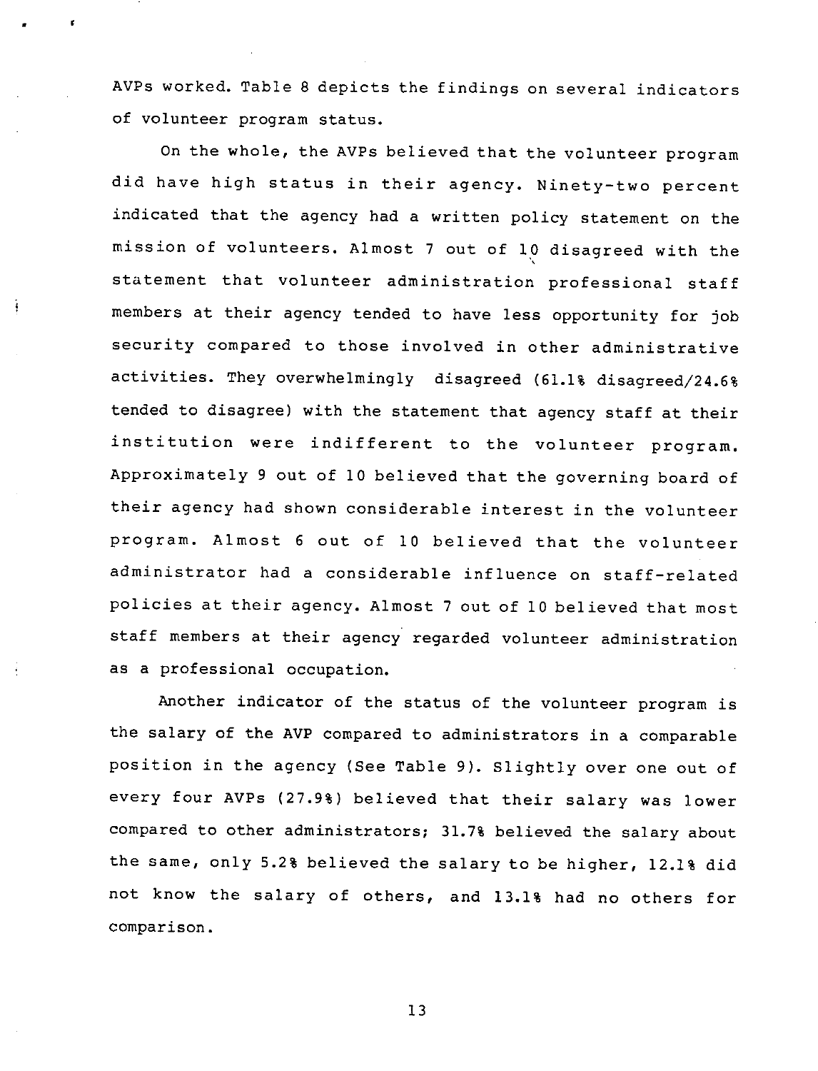AVPs worked. Table 8 depicts the findings on several indicators of volunteer program status.

On the whole, the AVPs believed that the volunteer program did have high status in their agency. Ninety-two percent indicated that the agency had a written policy statement on the mission of volunteers. Almost 7 out of 10 disagreed with the statement that volunteer administration professional staff members at their agency tended to have less opportunity for job security compared to those involved in other administrative activities. They overwhelmingly disagreed (61.1% disagreed/24.6% tended to disagree) with the statement that agency staff at their institution were indifferent to the volunteer program. Approximately 9 out of 10 believed that the governing board of their agency had shown considerable interest in the volunteer program. Almost 6 out of 10 believed that the volunteer administrator had a considerable influence on staff-related policies at their agency. Almost 7 out of 10 believed that most staff members at their agency regarded volunteer administration as a professional occupation.

Another indicator of the status of the volunteer program is the salary of the AVP compared to administrators in a comparable position in the agency (See Table 9). Slightly over one out of every four AVPs (27.9%) believed that their salary was lower compared to other administrators; 31.7% believed the salary about the same, only 5.2% believed the salary to be higher, 12.1% did not know the salary of others, and 13.1% had no others for comparison.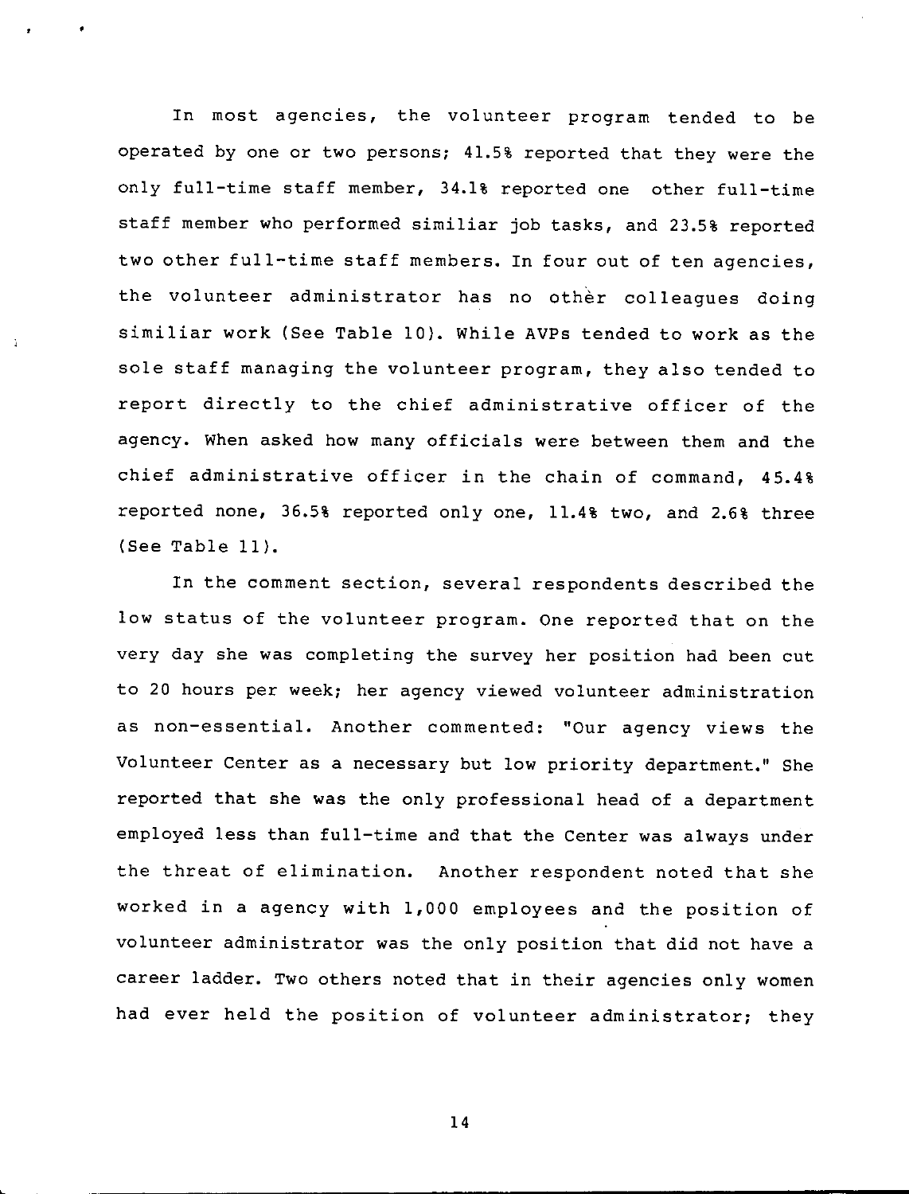In most agencies, the volunteer program tended to be operated by one or two persons; 41.5% reported that they were the only full-time staff member, 34.1% reported one other full-time staff member who performed similiar job tasks, and 23.5% reported two other full-time staff members. In four out of ten agencies, the volunteer administrator has no other colleagues doing similiar work (See Table 10). While AVPs tended to work as the sole staff managing the volunteer program, they also tended to report directly to the chief administrative officer of the agency. When asked how many officials were between them and the chief administrative officer in the chain of command, 45.4% reported none, 36.5% reported only one, 11.4% two, and 2.6% three (See Table 11).

In the comment section, several respondents described the low status of the volunteer program. One reported that on the very day she was completing the survey her position had been cut to 20 hours per week; her agency viewed volunteer administration as non-essential. Another commented: "Our agency views the Volunteer Center as a necessary but low priority department." She reported that she was the only professional head of a department employed less than full-time and that the Center was always under the threat of elimination. Another respondent noted that she worked in a agency with 1,000 employees and the position of volunteer administrator was the only position that did not have a career ladder. Two others noted that in their agencies only women had ever held the position of volunteer administrator; they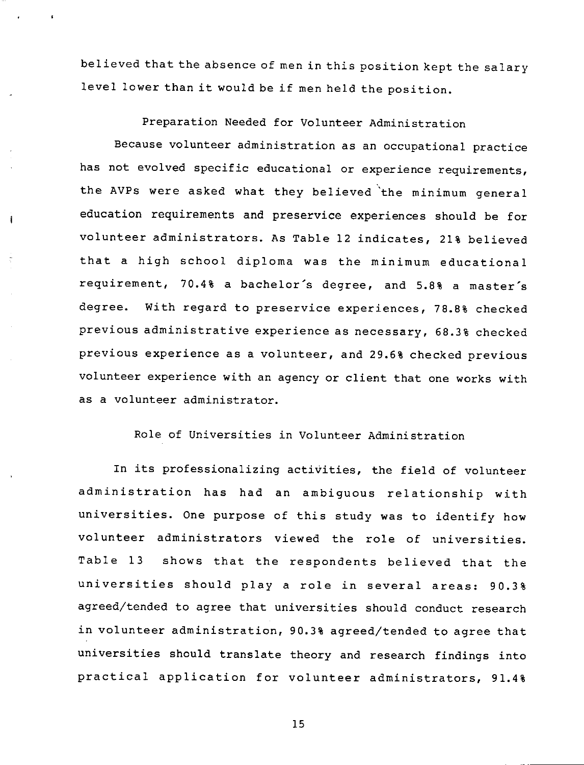believed that the absence of men in this position kept the salary level lower than it would be if men held the position.

## Preparation Needed for Volunteer Administration

Because volunteer administration as an occupational practice has not evolved specific educational or experience requirements, the AVPs were asked what they believed the minimum general education requirements and preservice experiences should be for volunteer administrators. As Table 12 indicates, 21% believed that a high school diploma was the minimum educational requirement, 70.4% a bachelor's degree, and 5.8% a master's degree. With regard to preservice experiences, 78.8% checked previous administrative experience as necessary, 68.3% checked previous experience as a volunteer, and 29.6% checked previous volunteer experience with an agency or client that one works with as a volunteer administrator.

## Role of Universities in Volunteer Administration

In its professionalizing activities, the field of volunteer administration has had an ambiguous relationship with universities. One purpose of this study was to identify how volunteer administrators viewed the role of universities. Table 13 shows that the respondents believed that the universities should play a role in several areas: 90.3% agreed/tended to agree that universities should conduct research in volunteer administration, 90.3% agreed/tended to agree that universities should translate theory and research findings into practical application for volunteer administrators, 91.4%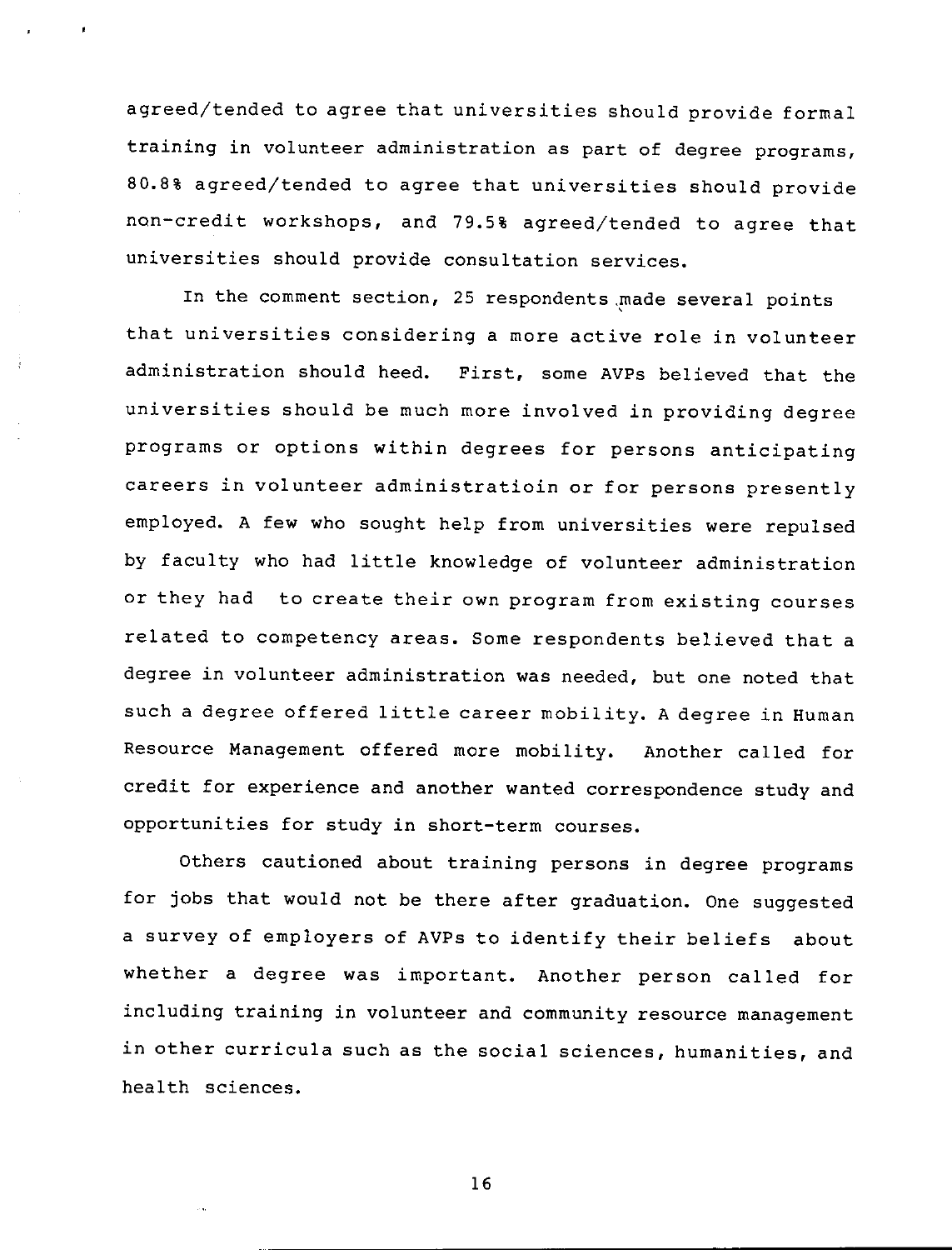agreed/tended to agree that universities should provide formal training in volunteer administration as part of degree programs, 80.8% agreed/tended to agree that universities should provide non-credit workshops, and 79.5% agreed/tended to agree that universities should provide consultation services.

In the comment section, 25 respondents made several points that universities considering a more active role in volunteer administration should heed. First, some AVPs believed that the universities should be much more involved in providing degree programs or options within degrees for persons anticipating careers in volunteer administratioin or for persons presently employed. A few who sought help from universities were repulsed by faculty who had little knowledge of volunteer administration or they had to create their own program from existing courses related to competency areas. Some respondents believed that a degree in volunteer administration was needed, but one noted that such a degree offered little career mobility. A degree in Human Resource Management offered more mobility. Another called for credit for experience and another wanted correspondence study and opportunities for study in short-term courses.

Others cautioned about training persons in degree programs for jobs that would not be there after graduation. One suggested a survey of employers of AVPs to identify their beliefs about whether a degree was important. Another person called for including training in volunteer and community resource management in other curricula such as the social sciences, humanities, and health sciences.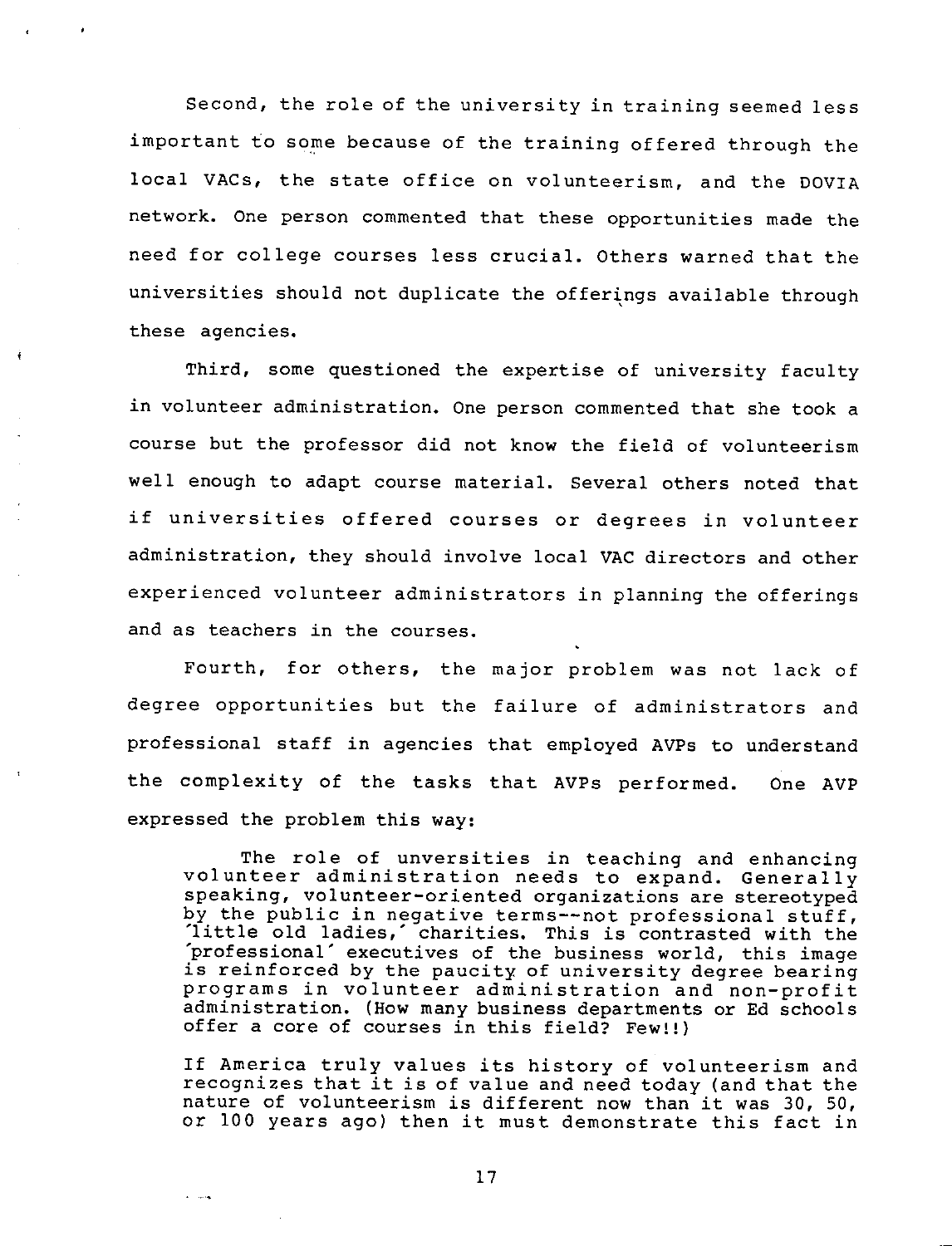Second, the role of the university in training seemed less important to some because of the training offered through the local VACs, the state office on volunteerism, and the DOVIA network. One person commented that these opportunities made the need for college courses less crucial. Others warned that the universities should not duplicate the offerings available through these agencies.

Third, some questioned the expertise of university faculty in volunteer administration. One person commented that she took a course but the professor did not know the field of volunteerism well enough to adapt course material. Several others noted that if universities offered courses or degrees in volunteer administration, they should involve local VAC directors and other experienced volunteer administrators in planning the offerings and as teachers in the courses.

Fourth, for others, the major problem was not lack of degree opportunities but the failure of administrators and professional staff in agencies that employed AVPs to understand the complexity of the tasks that AVPs performed. One AVP expressed the problem this way:

> The role of unversities in teaching and enhancing volunteer administration needs to expand. Generally speaking, volunteer-oriented organizations are stereotyped by the public in negative terms--not professional stuff, 'little old ladies,' charities. This is contrasted with the 'professional' executives of the business world, this image is reinforced by the paucity of university degree bearing programs in volunteer administration and non-profit administration. (How many business departments or Ed schools offer a core of courses in this field? Few!!)
>
> If America truly values its history of volunteerism and recognizes that it is of value and need today (and that the nature of volunteerism is different now than it was 30, 50, or 100 years ago) then it must demonstrate this fact in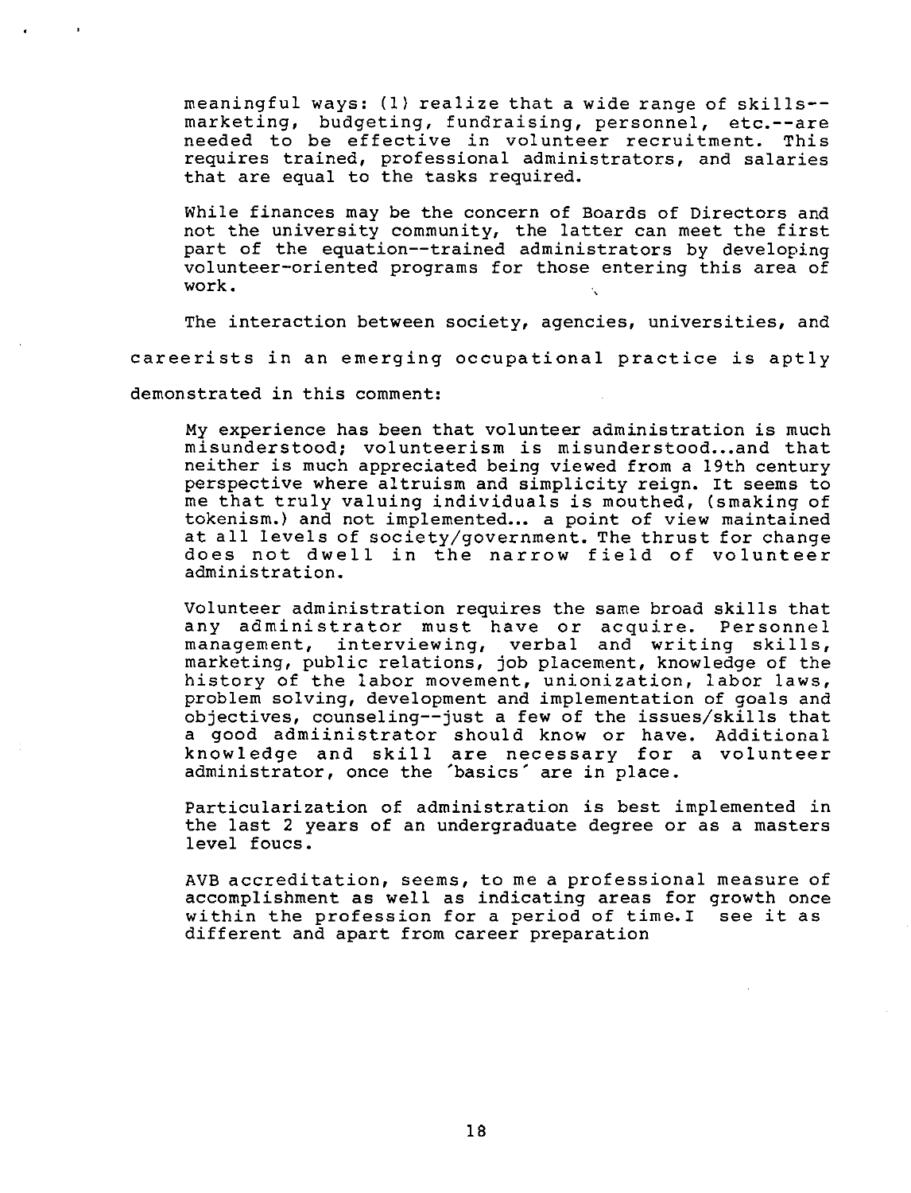meaningful ways: (1) realize that a wide range of skills--marketing, budgeting, fundraising, personnel, etc.--are needed to be effective in volunteer recruitment. This requires trained, professional administrators, and salaries that are equal to the tasks required.

> While finances may be the concern of Boards of Directors and not the university community, the latter can meet the first part of the equation--trained administrators by developing volunteer-oriented programs for those entering this area of work.

The interaction between society, agencies, universities, and careerists in an emerging occupational practice is aptly demonstrated in this comment:

> My experience has been that volunteer administration is much misunderstood; volunteerism is misunderstood...and that neither is much appreciated being viewed from a 19th century perspective where altruism and simplicity reign. It seems to me that truly valuing individuals is mouthed, (smaking of tokenism.) and not implemented... a point of view maintained at all levels of society/government. The thrust for change does not dwell in the narrow field of volunteer administration.
>
> Volunteer administration requires the same broad skills that any administrator must have or acquire. Personnel management, interviewing, verbal and writing skills, marketing, public relations, job placement, knowledge of the history of the labor movement, unionization, labor laws, problem solving, development and implementation of goals and objectives, counseling--just a few of the issues/skills that a good admiinistrator should know or have. Additional knowledge and skill are necessary for a volunteer administrator, once the 'basics' are in place.
>
> Particularization of administration is best implemented in the last 2 years of an undergraduate degree or as a masters level foucs.
>
> AVB accreditation, seems, to me a professional measure of accomplishment as well as indicating areas for growth once within the profession for a period of time.I see it as different and apart from career preparation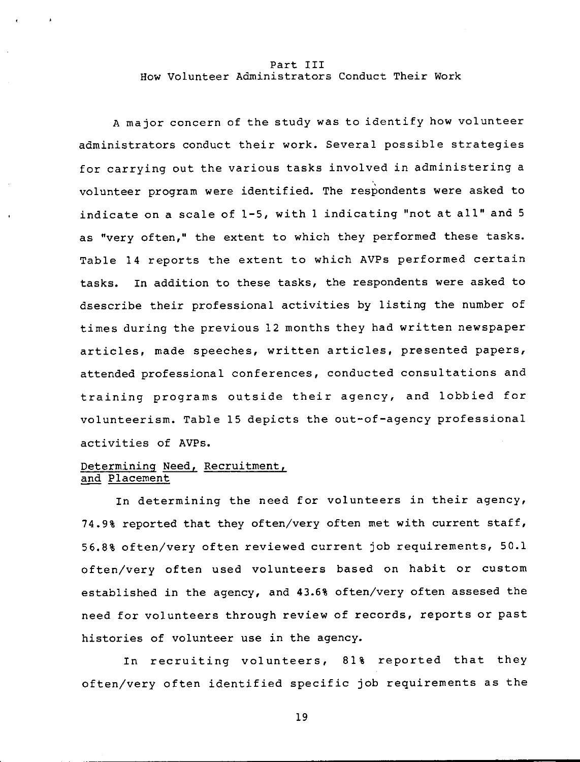# Part III
## How Volunteer Administrators Conduct Their Work

A major concern of the study was to identify how volunteer administrators conduct their work. Several possible strategies for carrying out the various tasks involved in administering a volunteer program were identified. The respondents were asked to indicate on a scale of 1-5, with 1 indicating "not at all" and 5 as "very often," the extent to which they performed these tasks. Table 14 reports the extent to which AVPs performed certain tasks. In addition to these tasks, the respondents were asked to dsescribe their professional activities by listing the number of times during the previous 12 months they had written newspaper articles, made speeches, written articles, presented papers, attended professional conferences, conducted consultations and training programs outside their agency, and lobbied for volunteerism. Table 15 depicts the out-of-agency professional activities of AVPs.

### Determining Need, Recruitment, and Placement

In determining the need for volunteers in their agency, 74.9% reported that they often/very often met with current staff, 56.8% often/very often reviewed current job requirements, 50.1 often/very often used volunteers based on habit or custom established in the agency, and 43.6% often/very often assesed the need for volunteers through review of records, reports or past histories of volunteer use in the agency.

In recruiting volunteers, 81% reported that they often/very often identified specific job requirements as the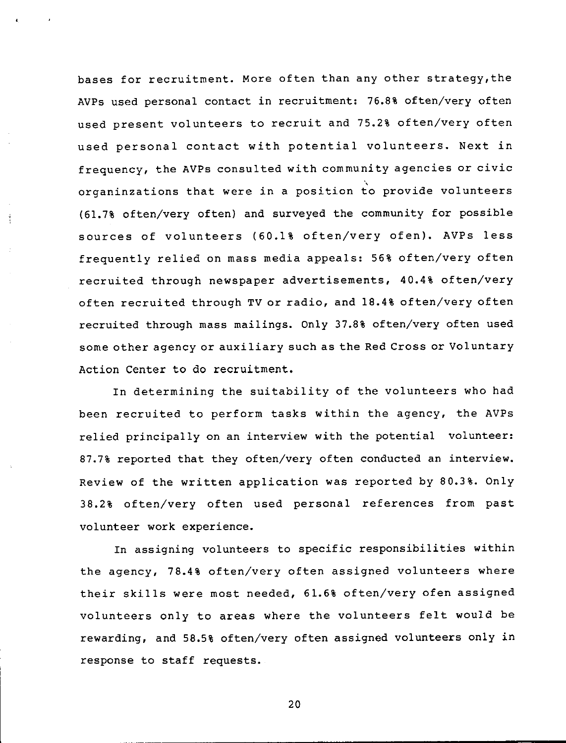bases for recruitment. More often than any other strategy,the AVPs used personal contact in recruitment: 76.8% often/very often used present volunteers to recruit and 75.2% often/very often used personal contact with potential volunteers. Next in frequency, the AVPs consulted with community agencies or civic organinzations that were in a position to provide volunteers (61.7% often/very often) and surveyed the community for possible sources of volunteers (60.1% often/very ofen). AVPs less frequently relied on mass media appeals: 56% often/very often recruited through newspaper advertisements, 40.4% often/very often recruited through TV or radio, and 18.4% often/very often recruited through mass mailings. Only 37.8% often/very often used some other agency or auxiliary such as the Red Cross or Voluntary Action Center to do recruitment.

In determining the suitability of the volunteers who had been recruited to perform tasks within the agency, the AVPs relied principally on an interview with the potential volunteer: 87.7% reported that they often/very often conducted an interview. Review of the written application was reported by 80.3%. Only 38.2% often/very often used personal references from past volunteer work experience.

In assigning volunteers to specific responsibilities within the agency, 78.4% often/very often assigned volunteers where their skills were most needed, 61.6% often/very ofen assigned volunteers only to areas where the volunteers felt would be rewarding, and 58.5% often/very often assigned volunteers only in response to staff requests.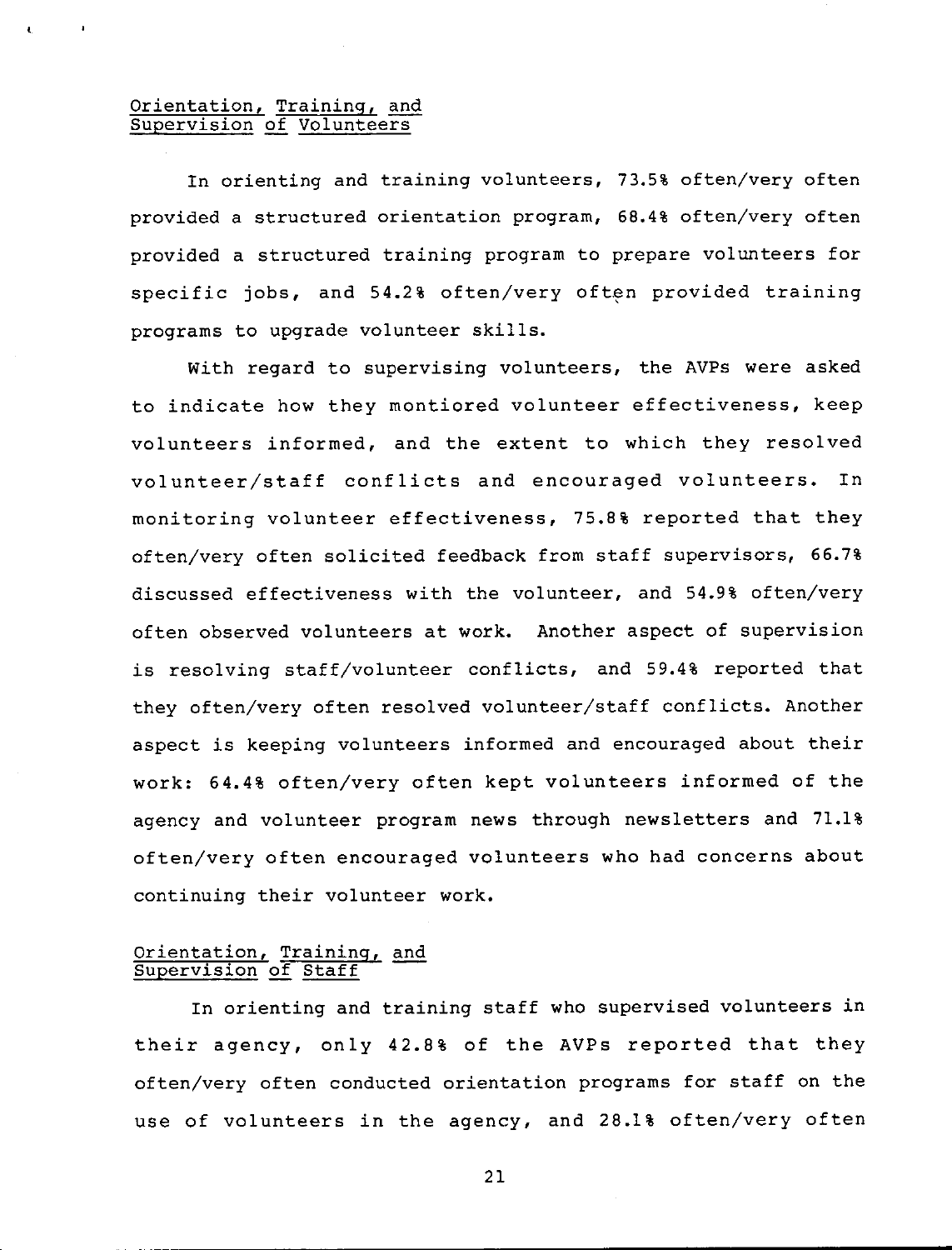## Orientation, Training, and Supervision of Volunteers

In orienting and training volunteers, 73.5% often/very often provided a structured orientation program, 68.4% often/very often provided a structured training program to prepare volunteers for specific jobs, and 54.2% often/very often provided training programs to upgrade volunteer skills.

With regard to supervising volunteers, the AVPs were asked to indicate how they montiored volunteer effectiveness, keep volunteers informed, and the extent to which they resolved volunteer/staff conflicts and encouraged volunteers. In monitoring volunteer effectiveness, 75.8% reported that they often/very often solicited feedback from staff supervisors, 66.7% discussed effectiveness with the volunteer, and 54.9% often/very often observed volunteers at work. Another aspect of supervision is resolving staff/volunteer conflicts, and 59.4% reported that they often/very often resolved volunteer/staff conflicts. Another aspect is keeping volunteers informed and encouraged about their work: 64.4% often/very often kept volunteers informed of the agency and volunteer program news through newsletters and 71.1% often/very often encouraged volunteers who had concerns about continuing their volunteer work.

## Orientation, Training, and Supervision of Staff

In orienting and training staff who supervised volunteers in their agency, only 42.8% of the AVPs reported that they often/very often conducted orientation programs for staff on the use of volunteers in the agency, and 28.1% often/very often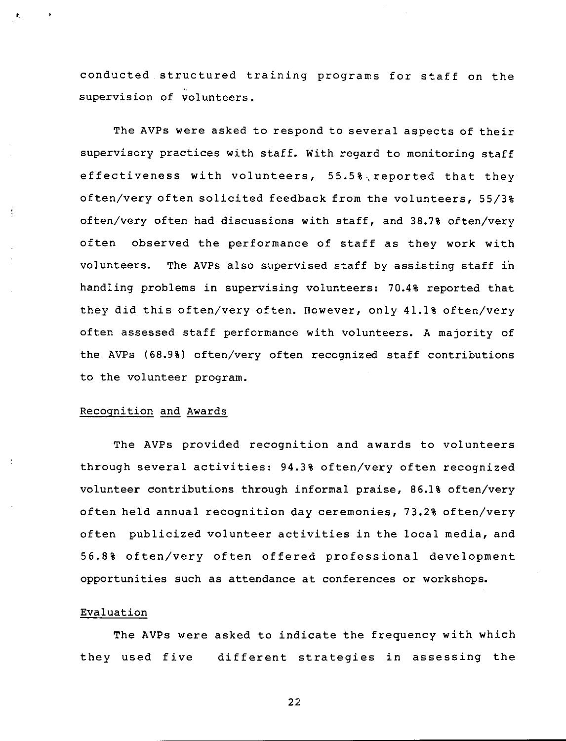conducted structured training programs for staff on the supervision of volunteers.

The AVPs were asked to respond to several aspects of their supervisory practices with staff. With regard to monitoring staff effectiveness with volunteers, 55.5% reported that they often/very often solicited feedback from the volunteers, 55/3% often/very often had discussions with staff, and 38.7% often/very often observed the performance of staff as they work with volunteers. The AVPs also supervised staff by assisting staff in handling problems in supervising volunteers: 70.4% reported that they did this often/very often. However, only 41.1% often/very often assessed staff performance with volunteers. A majority of the AVPs (68.9%) often/very often recognized staff contributions to the volunteer program.

## Recognition and Awards

The AVPs provided recognition and awards to volunteers through several activities: 94.3% often/very often recognized volunteer contributions through informal praise, 86.1% often/very often held annual recognition day ceremonies, 73.2% often/very often publicized volunteer activities in the local media, and 56.8% often/very often offered professional development opportunities such as attendance at conferences or workshops.

## Evaluation

The AVPs were asked to indicate the frequency with which they used five different strategies in assessing the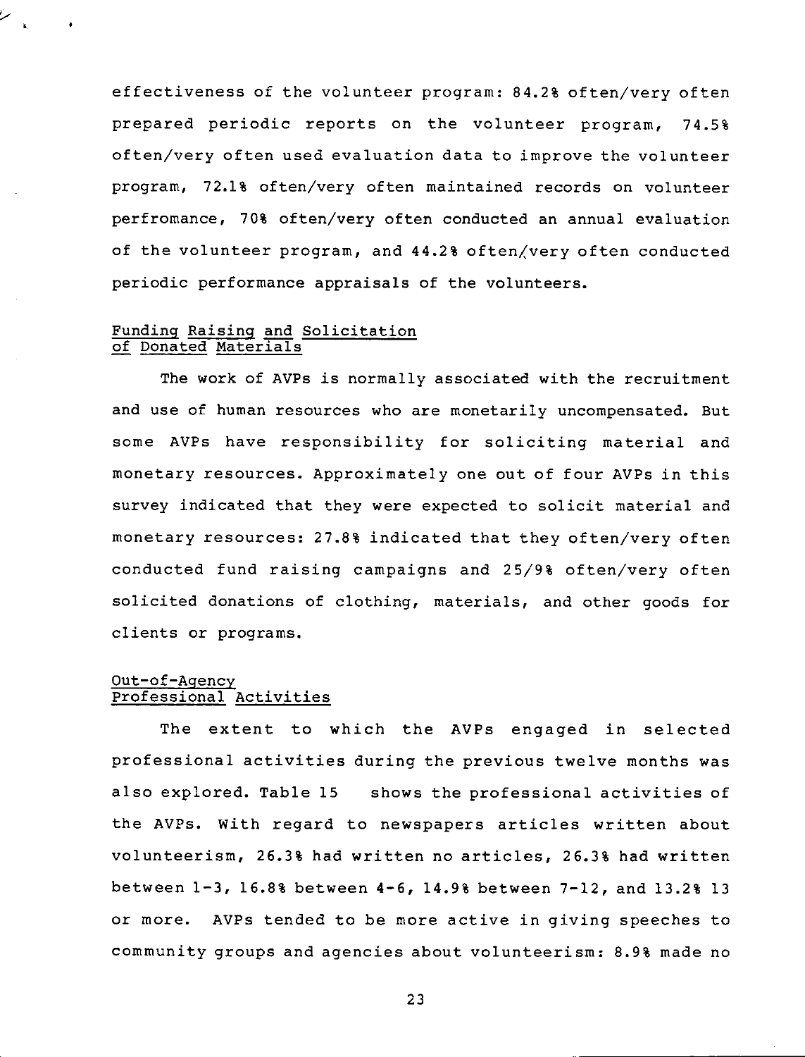effectiveness of the volunteer program: 84.2% often/very often prepared periodic reports on the volunteer program, 74.5% often/very often used evaluation data to improve the volunteer program, 72.1% often/very often maintained records on volunteer perfromance, 70% often/very often conducted an annual evaluation of the volunteer program, and 44.2% often/very often conducted periodic performance appraisals of the volunteers.

### Funding Raising and Solicitation of Donated Materials

The work of AVPs is normally associated with the recruitment and use of human resources who are monetarily uncompensated. But some AVPs have responsibility for soliciting material and monetary resources. Approximately one out of four AVPs in this survey indicated that they were expected to solicit material and monetary resources: 27.8% indicated that they often/very often conducted fund raising campaigns and 25/9% often/very often solicited donations of clothing, materials, and other goods for clients or programs.

### Out-of-Agency Professional Activities

The extent to which the AVPs engaged in selected professional activities during the previous twelve months was also explored. Table 15 shows the professional activities of the AVPs. With regard to newspapers articles written about volunteerism, 26.3% had written no articles, 26.3% had written between 1-3, 16.8% between 4-6, 14.9% between 7-12, and 13.2% 13 or more. AVPs tended to be more active in giving speeches to community groups and agencies about volunteerism: 8.9% made no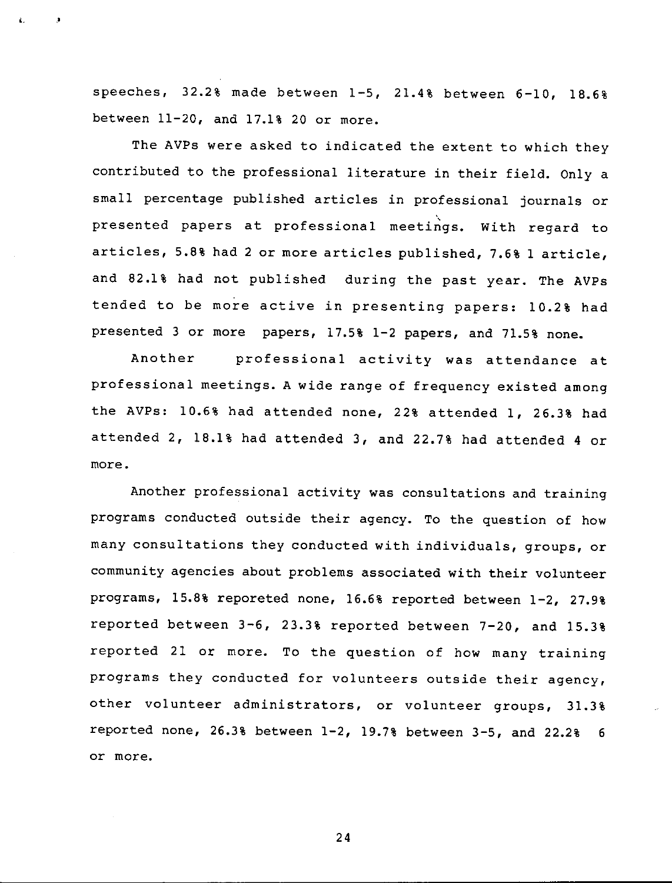speeches, 32.2% made between 1-5, 21.4% between 6-10, 18.6% between 11-20, and 17.1% 20 or more.

The AVPs were asked to indicated the extent to which they contributed to the professional literature in their field. Only a small percentage published articles in professional journals or presented papers at professional meetings. With regard to articles, 5.8% had 2 or more articles published, 7.6% 1 article, and 82.1% had not published during the past year. The AVPs tended to be more active in presenting papers: 10.2% had presented 3 or more papers, 17.5% 1-2 papers, and 71.5% none.

Another professional activity was attendance at professional meetings. A wide range of frequency existed among the AVPs: 10.6% had attended none, 22% attended 1, 26.3% had attended 2, 18.1% had attended 3, and 22.7% had attended 4 or more.

Another professional activity was consultations and training programs conducted outside their agency. To the question of how many consultations they conducted with individuals, groups, or community agencies about problems associated with their volunteer programs, 15.8% reporeted none, 16.6% reported between 1-2, 27.9% reported between 3-6, 23.3% reported between 7-20, and 15.3% reported 21 or more. To the question of how many training programs they conducted for volunteers outside their agency, other volunteer administrators, or volunteer groups, 31.3% reported none, 26.3% between 1-2, 19.7% between 3-5, and 22.2% 6 or more.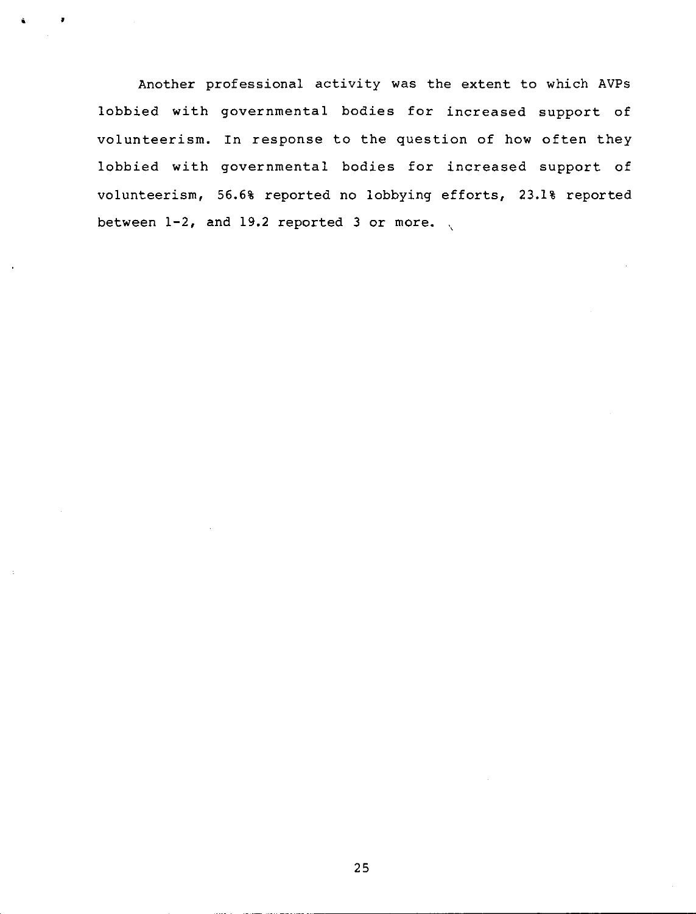Another professional activity was the extent to which AVPs lobbied with governmental bodies for increased support of volunteerism. In response to the question of how often they lobbied with governmental bodies for increased support of volunteerism, 56.6% reported no lobbying efforts, 23.1% reported between 1-2, and 19.2 reported 3 or more.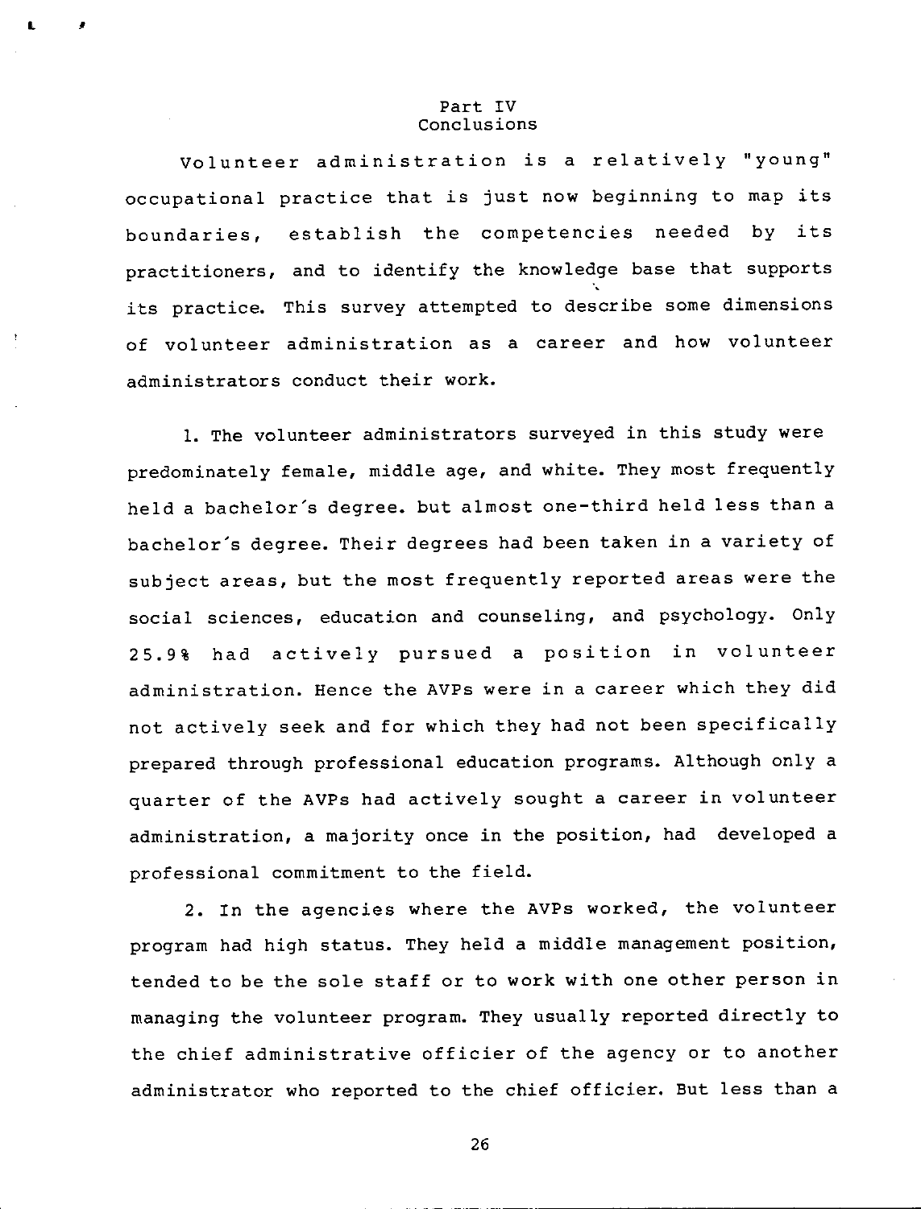## Part IV
## Conclusions

Volunteer administration is a relatively "young" occupational practice that is just now beginning to map its boundaries, establish the competencies needed by its practitioners, and to identify the knowledge base that supports its practice. This survey attempted to describe some dimensions of volunteer administration as a career and how volunteer administrators conduct their work.

1. The volunteer administrators surveyed in this study were predominately female, middle age, and white. They most frequently held a bachelor's degree. but almost one-third held less than a bachelor's degree. Their degrees had been taken in a variety of subject areas, but the most frequently reported areas were the social sciences, education and counseling, and psychology. Only 25.9% had actively pursued a position in volunteer administration. Hence the AVPs were in a career which they did not actively seek and for which they had not been specifically prepared through professional education programs. Although only a quarter of the AVPs had actively sought a career in volunteer administration, a majority once in the position, had developed a professional commitment to the field.

2. In the agencies where the AVPs worked, the volunteer program had high status. They held a middle management position, tended to be the sole staff or to work with one other person in managing the volunteer program. They usually reported directly to the chief administrative officier of the agency or to another administrator who reported to the chief officier. But less than a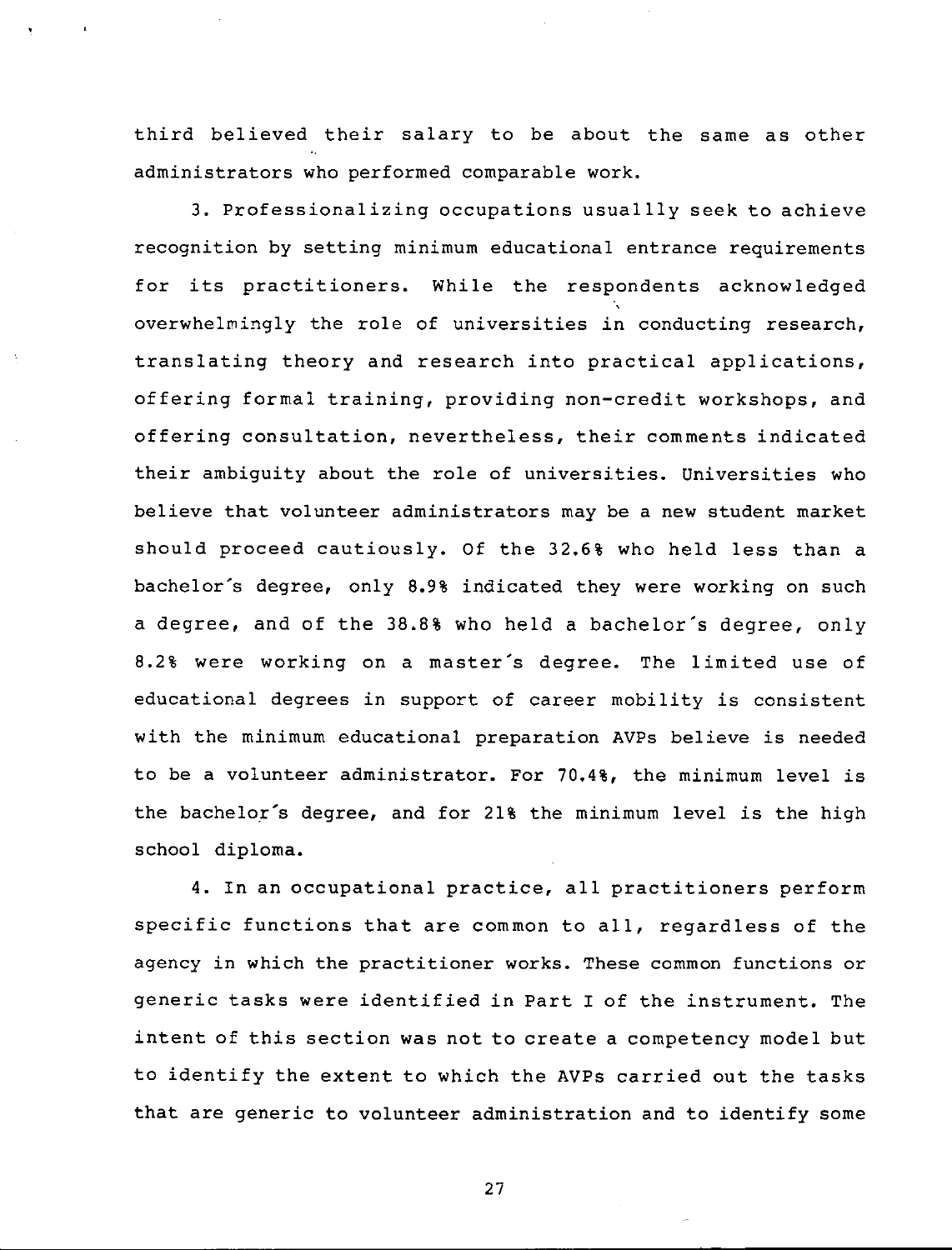third believed their salary to be about the same as other administrators who performed comparable work.

3. Professionalizing occupations usuallly seek to achieve recognition by setting minimum educational entrance requirements for its practitioners. While the respondents acknowledged overwhelmingly the role of universities in conducting research, translating theory and research into practical applications, offering formal training, providing non-credit workshops, and offering consultation, nevertheless, their comments indicated their ambiguity about the role of universities. Universities who believe that volunteer administrators may be a new student market should proceed cautiously. Of the 32.6% who held less than a bachelor's degree, only 8.9% indicated they were working on such a degree, and of the 38.8% who held a bachelor's degree, only 8.2% were working on a master's degree. The limited use of educational degrees in support of career mobility is consistent with the minimum educational preparation AVPs believe is needed to be a volunteer administrator. For 70.4%, the minimum level is the bachelor's degree, and for 21% the minimum level is the high school diploma.

4. In an occupational practice, all practitioners perform specific functions that are common to all, regardless of the agency in which the practitioner works. These common functions or generic tasks were identified in Part I of the instrument. The intent of this section was not to create a competency model but to identify the extent to which the AVPs carried out the tasks that are generic to volunteer administration and to identify some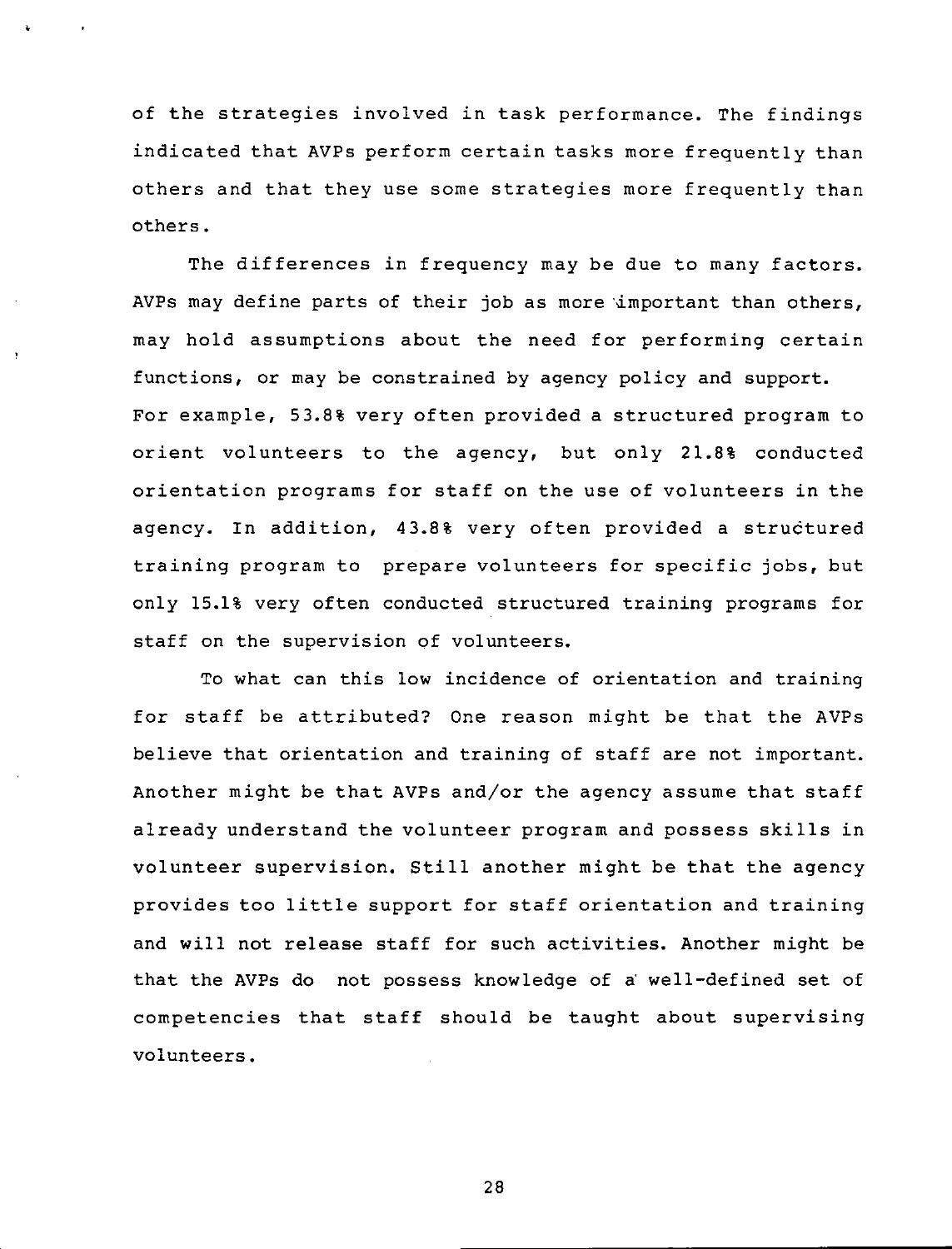of the strategies involved in task performance. The findings indicated that AVPs perform certain tasks more frequently than others and that they use some strategies more frequently than others.

The differences in frequency may be due to many factors. AVPs may define parts of their job as more important than others, may hold assumptions about the need for performing certain functions, or may be constrained by agency policy and support. For example, 53.8% very often provided a structured program to orient volunteers to the agency, but only 21.8% conducted orientation programs for staff on the use of volunteers in the agency. In addition, 43.8% very often provided a structured training program to prepare volunteers for specific jobs, but only 15.1% very often conducted structured training programs for staff on the supervision of volunteers.

To what can this low incidence of orientation and training for staff be attributed? One reason might be that the AVPs believe that orientation and training of staff are not important. Another might be that AVPs and/or the agency assume that staff already understand the volunteer program and possess skills in volunteer supervision. Still another might be that the agency provides too little support for staff orientation and training and will not release staff for such activities. Another might be that the AVPs do not possess knowledge of a well-defined set of competencies that staff should be taught about supervising volunteers.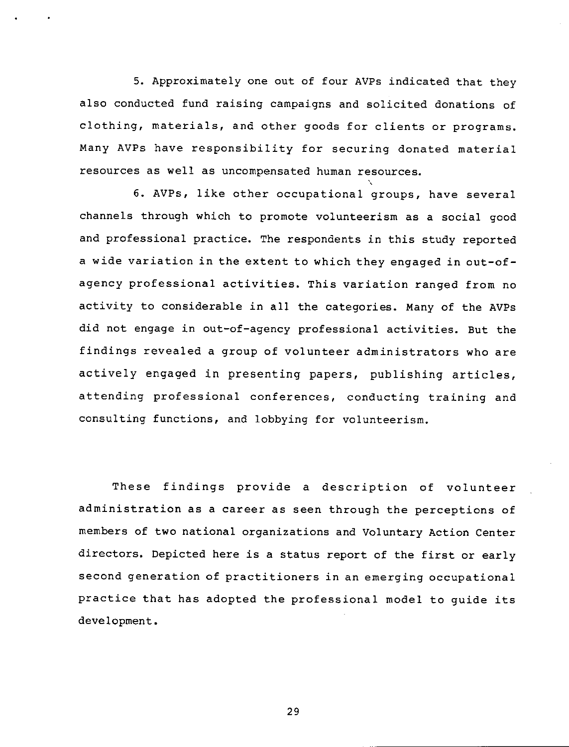5. Approximately one out of four AVPs indicated that they also conducted fund raising campaigns and solicited donations of clothing, materials, and other goods for clients or programs. Many AVPs have responsibility for securing donated material resources as well as uncompensated human resources.

6. AVPs, like other occupational groups, have several channels through which to promote volunteerism as a social good and professional practice. The respondents in this study reported a wide variation in the extent to which they engaged in out-of-agency professional activities. This variation ranged from no activity to considerable in all the categories. Many of the AVPs did not engage in out-of-agency professional activities. But the findings revealed a group of volunteer administrators who are actively engaged in presenting papers, publishing articles, attending professional conferences, conducting training and consulting functions, and lobbying for volunteerism.

These findings provide a description of volunteer administration as a career as seen through the perceptions of members of two national organizations and Voluntary Action Center directors. Depicted here is a status report of the first or early second generation of practitioners in an emerging occupational practice that has adopted the professional model to guide its development.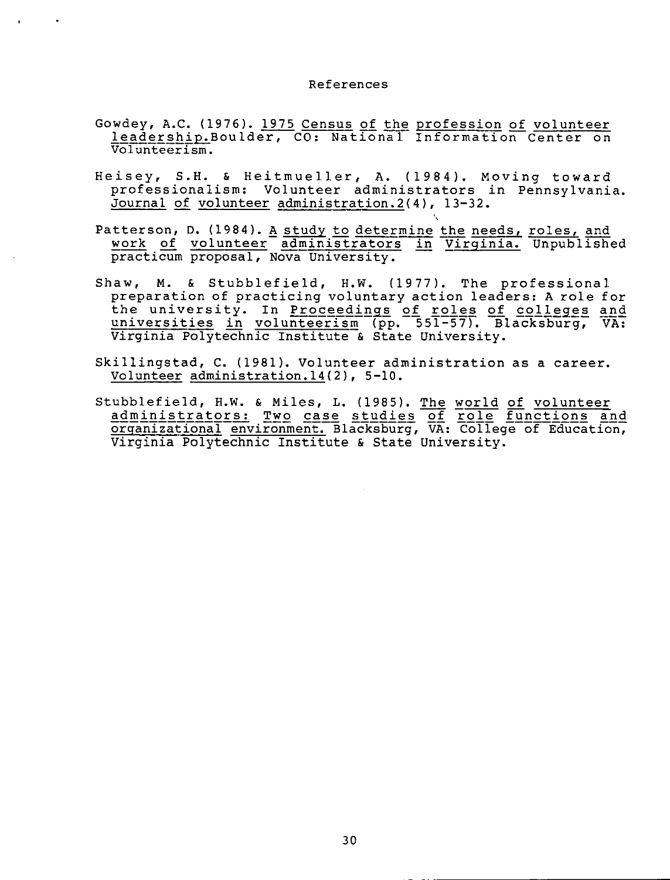# References

Gowdey, A.C. (1976). 1975 Census of the profession of volunteer leadership.Boulder, CO: National Information Center on Volunteerism.

Heisey, S.H. & Heitmueller, A. (1984). Moving toward professionalism: Volunteer administrators in Pennsylvania. Journal of volunteer administration.2(4), 13-32.

Patterson, D. (1984). A study to determine the needs, roles, and work of volunteer administrators in Virginia. Unpublished practicum proposal, Nova University.

Shaw, M. & Stubblefield, H.W. (1977). The professional preparation of practicing voluntary action leaders: A role for the university. In Proceedings of roles of colleges and universities in volunteerism (pp. 551-57). Blacksburg, VA: Virginia Polytechnic Institute & State University.

Skillingstad, C. (1981). Volunteer administration as a career. Volunteer administration.14(2), 5-10.

Stubblefield, H.W. & Miles, L. (1985). The world of volunteer administrators: Two case studies of role functions and organizational environment. Blacksburg, VA: College of Education, Virginia Polytechnic Institute & State University.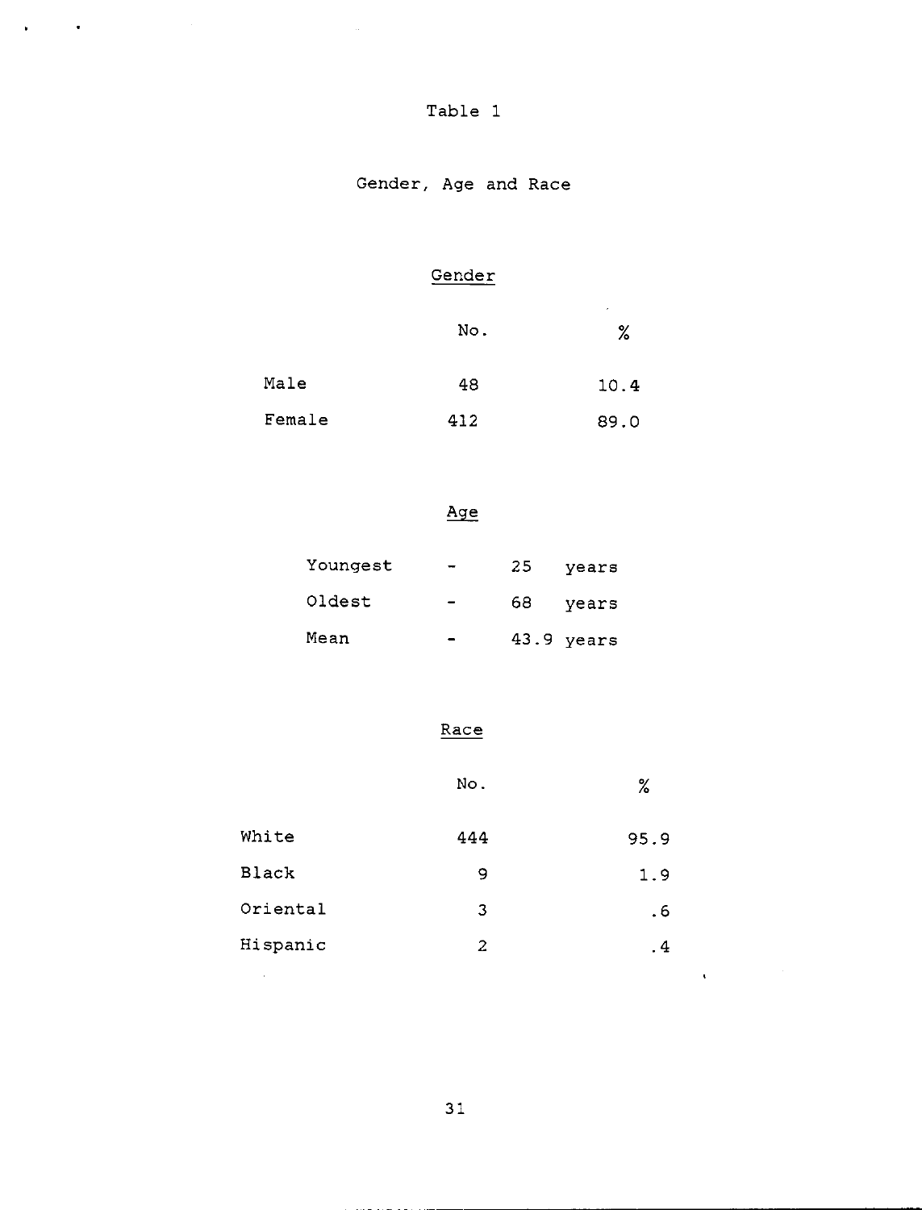Table 1

Gender, Age and Race

Gender

| | No. | % |
|---|---|---|
| Male | 48 | 10.4 |
| Female | 412 | 89.0 |

Age

| | | |
|---|---|---|
| Youngest | - | 25 years |
| Oldest | - | 68 years |
| Mean | - | 43.9 years |

Race

| | No. | % |
|---|---|---|
| White | 444 | 95.9 |
| Black | 9 | 1.9 |
| Oriental | 3 | .6 |
| Hispanic | 2 | .4 |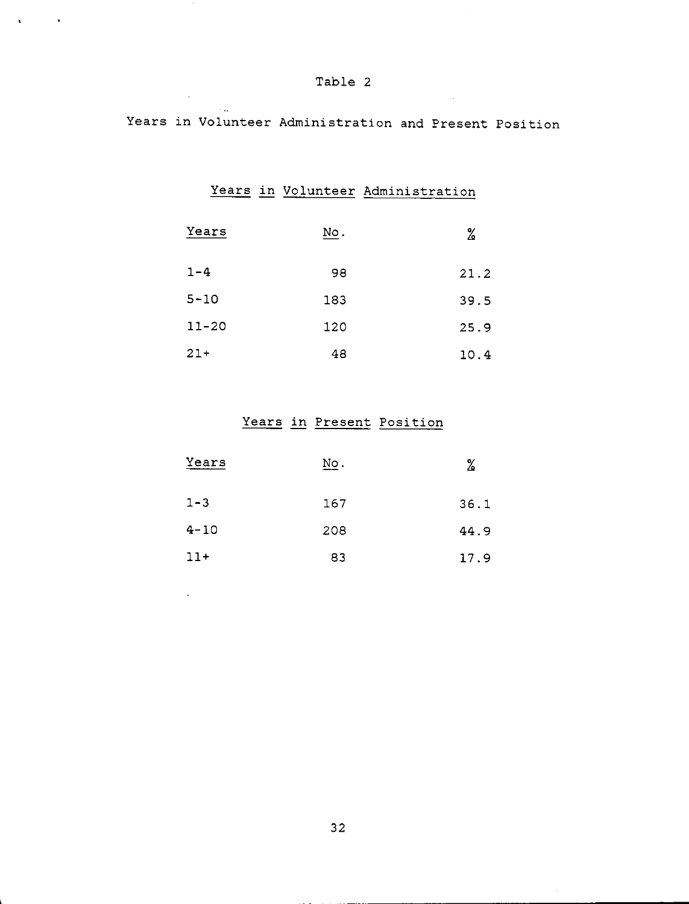Table 2

Years in Volunteer Administration and Present Position

Years in Volunteer Administration

| Years | No. | % |
|---|---|---|
| 1-4 | 98 | 21.2 |
| 5-10 | 183 | 39.5 |
| 11-20 | 120 | 25.9 |
| 21+ | 48 | 10.4 |

Years in Present Position

| Years | No. | % |
|---|---|---|
| 1-3 | 167 | 36.1 |
| 4-10 | 208 | 44.9 |
| 11+ | 83 | 17.9 |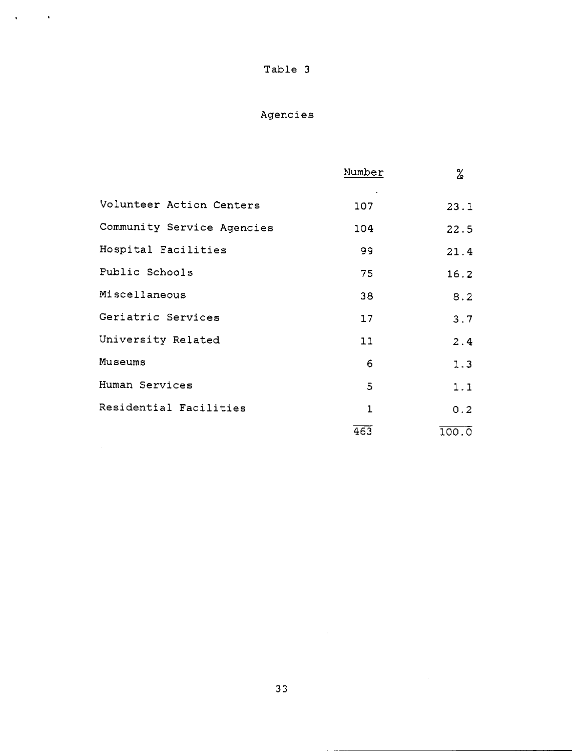Table 3

Agencies

| | Number | % |
|---|---|---|
| Volunteer Action Centers | 107 | 23.1 |
| Community Service Agencies | 104 | 22.5 |
| Hospital Facilities | 99 | 21.4 |
| Public Schools | 75 | 16.2 |
| Miscellaneous | 38 | 8.2 |
| Geriatric Services | 17 | 3.7 |
| University Related | 11 | 2.4 |
| Museums | 6 | 1.3 |
| Human Services | 5 | 1.1 |
| Residential Facilities | 1 | 0.2 |
| | 463 | 100.0 |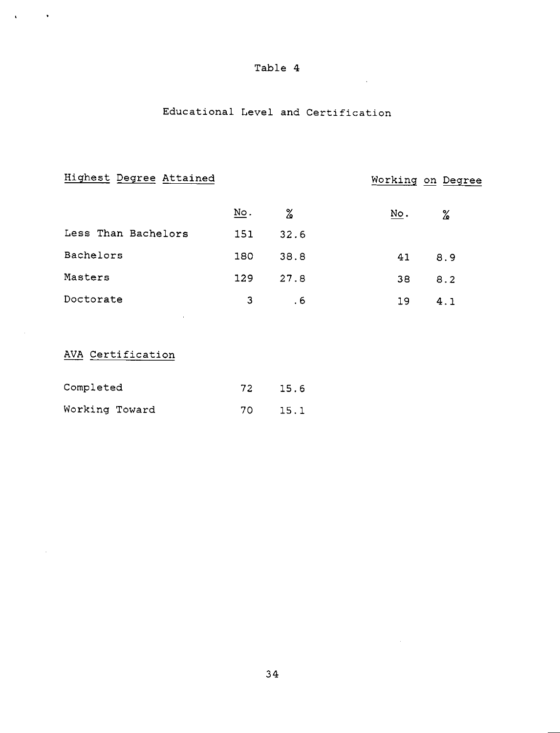Table 4

Educational Level and Certification

| Highest Degree Attained | No. | % | Working on Degree No. | Working on Degree % |
|---|---|---|---|---|
| Less Than Bachelors | 151 | 32.6 | | |
| Bachelors | 180 | 38.8 | 41 | 8.9 |
| Masters | 129 | 27.8 | 38 | 8.2 |
| Doctorate | 3 | .6 | 19 | 4.1 |

| AVA Certification | No. | % |
|---|---|---|
| Completed | 72 | 15.6 |
| Working Toward | 70 | 15.1 |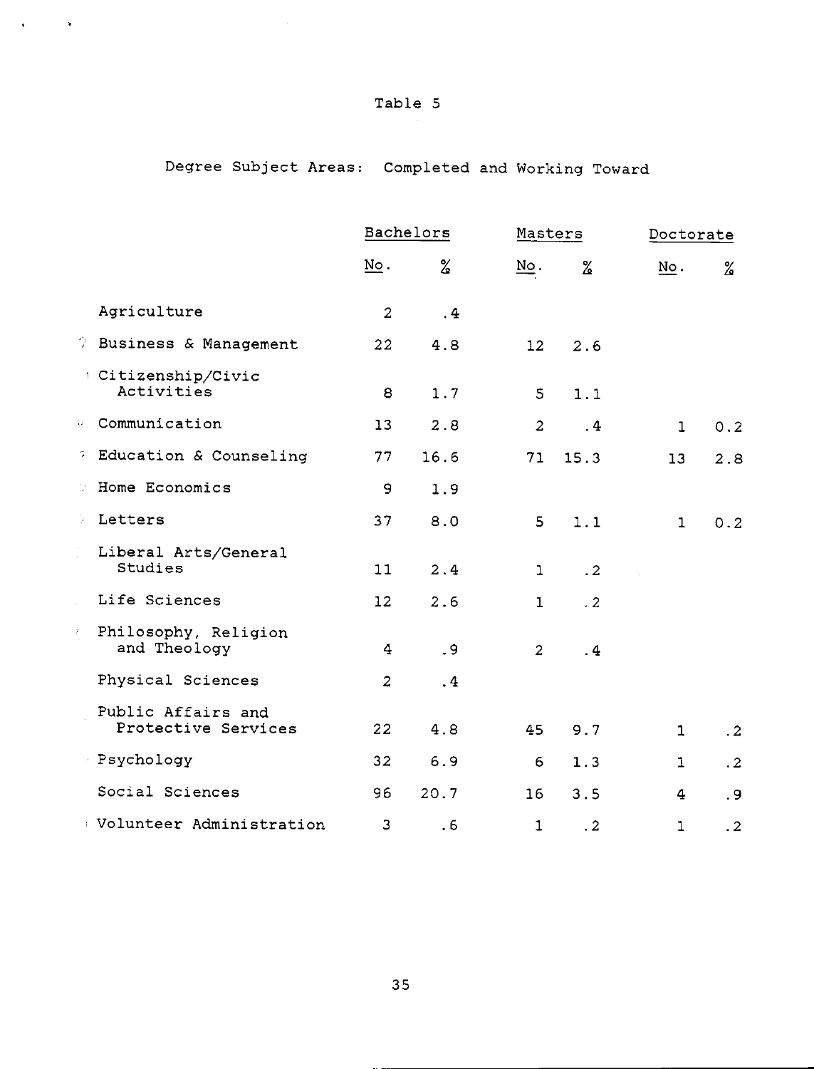Table 5

Degree Subject Areas: Completed and Working Toward

| | Bachelors | | Masters | | Doctorate | |
|---|---|---|---|---|---|---|
| | No. | % | No. | % | No. | % |
| Agriculture | 2 | .4 | | | | |
| Business & Management | 22 | 4.8 | 12 | 2.6 | | |
| Citizenship/Civic Activities | 8 | 1.7 | 5 | 1.1 | | |
| Communication | 13 | 2.8 | 2 | .4 | 1 | 0.2 |
| Education & Counseling | 77 | 16.6 | 71 | 15.3 | 13 | 2.8 |
| Home Economics | 9 | 1.9 | | | | |
| Letters | 37 | 8.0 | 5 | 1.1 | 1 | 0.2 |
| Liberal Arts/General Studies | 11 | 2.4 | 1 | .2 | | |
| Life Sciences | 12 | 2.6 | 1 | .2 | | |
| Philosophy, Religion and Theology | 4 | .9 | 2 | .4 | | |
| Physical Sciences | 2 | .4 | | | | |
| Public Affairs and Protective Services | 22 | 4.8 | 45 | 9.7 | 1 | .2 |
| Psychology | 32 | 6.9 | 6 | 1.3 | 1 | .2 |
| Social Sciences | 96 | 20.7 | 16 | 3.5 | 4 | .9 |
| Volunteer Administration | 3 | .6 | 1 | .2 | 1 | .2 |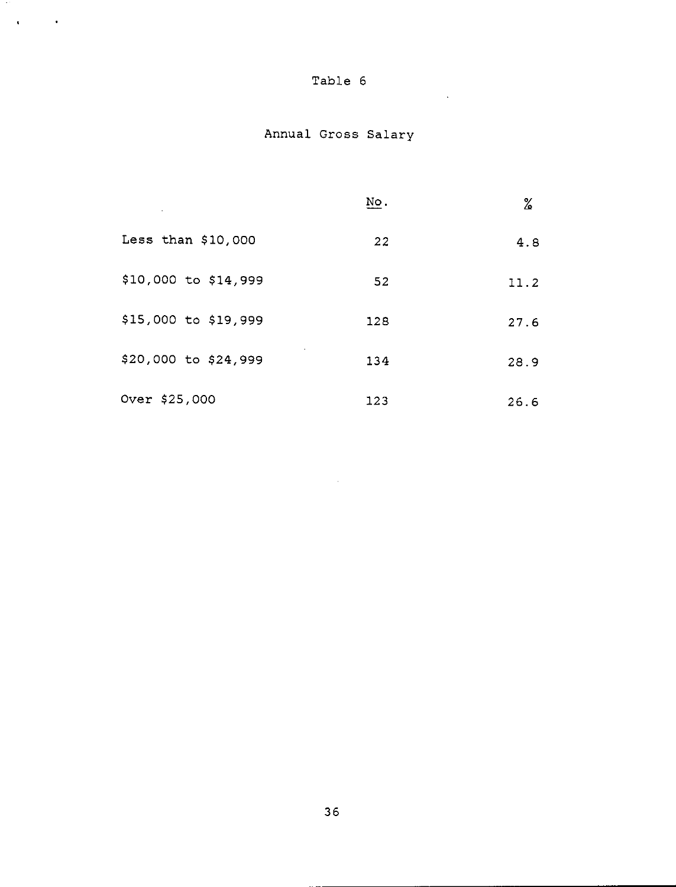Table 6

Annual Gross Salary

| | No. | % |
|---|---|---|
| Less than $10,000 | 22 | 4.8 |
| $10,000 to $14,999 | 52 | 11.2 |
| $15,000 to $19,999 | 128 | 27.6 |
| $20,000 to $24,999 | 134 | 28.9 |
| Over $25,000 | 123 | 26.6 |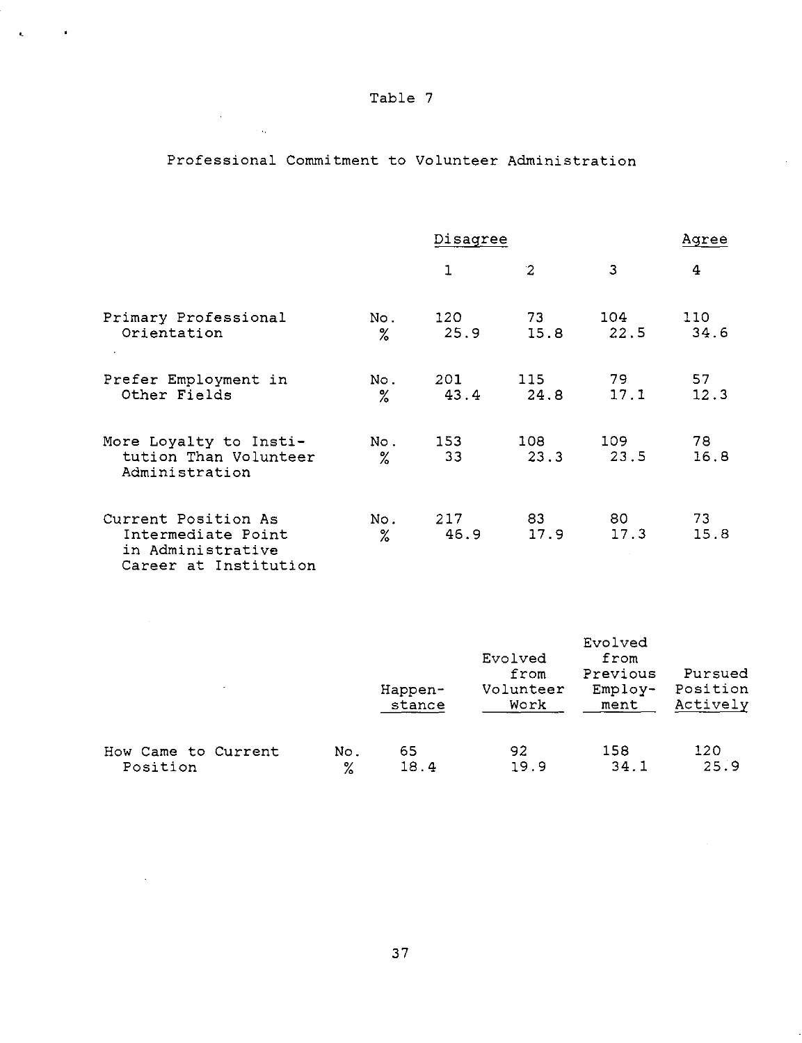Table 7

Professional Commitment to Volunteer Administration

| | | Disagree 1 | 2 | 3 | Agree 4 |
|---|---|---|---|---|---|
| Primary Professional Orientation | No. | 120 | 73 | 104 | 110 |
| | % | 25.9 | 15.8 | 22.5 | 34.6 |
| Prefer Employment in Other Fields | No. | 201 | 115 | 79 | 57 |
| | % | 43.4 | 24.8 | 17.1 | 12.3 |
| More Loyalty to Institution Than Volunteer Administration | No. | 153 | 108 | 109 | 78 |
| | % | 33 | 23.3 | 23.5 | 16.8 |
| Current Position As Intermediate Point in Administrative Career at Institution | No. | 217 | 83 | 80 | 73 |
| | % | 46.9 | 17.9 | 17.3 | 15.8 |

| | | Happenstance | Evolved from Volunteer Work | Evolved from Previous Employment | Pursued Position Actively |
|---|---|---|---|---|---|
| How Came to Current Position | No. | 65 | 92 | 158 | 120 |
| | % | 18.4 | 19.9 | 34.1 | 25.9 |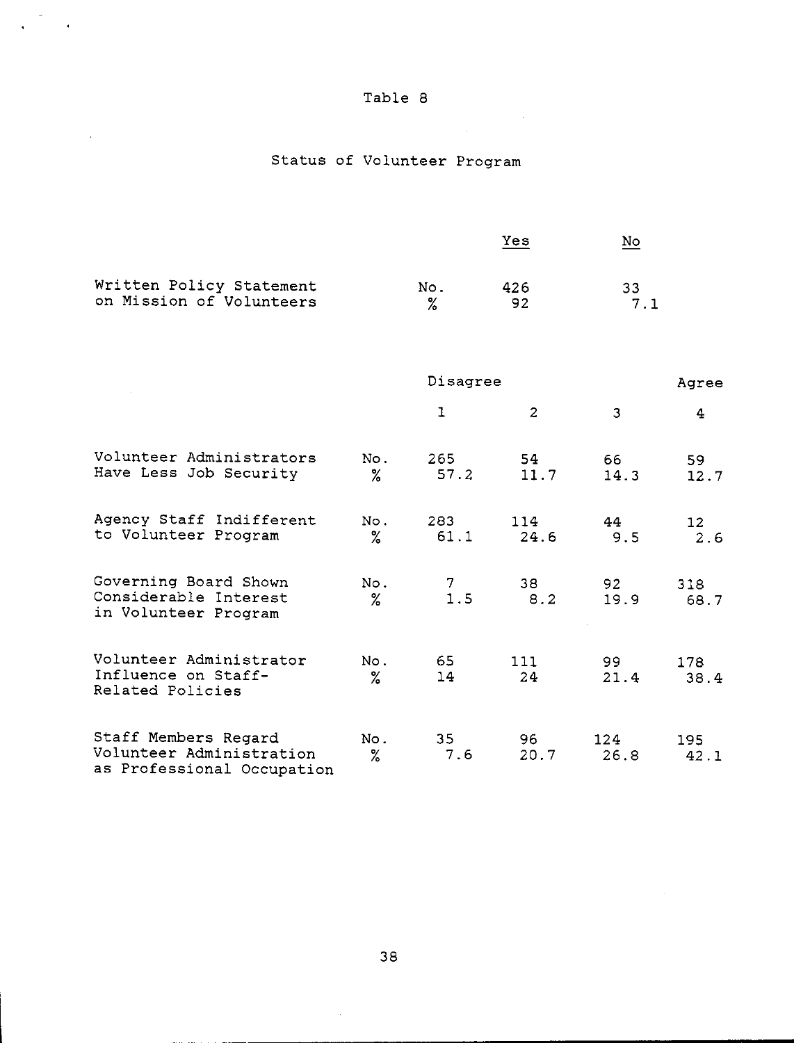Table 8

Status of Volunteer Program

| | | Yes | No |
|---|---|---|---|
| Written Policy Statement on Mission of Volunteers | No. | 426 | 33 |
| | % | 92 | 7.1 |

| | | Disagree | | | Agree |
|---|---|---|---|---|---|
| | | 1 | 2 | 3 | 4 |
| Volunteer Administrators Have Less Job Security | No. | 265 | 54 | 66 | 59 |
| | % | 57.2 | 11.7 | 14.3 | 12.7 |
| Agency Staff Indifferent to Volunteer Program | No. | 283 | 114 | 44 | 12 |
| | % | 61.1 | 24.6 | 9.5 | 2.6 |
| Governing Board Shown Considerable Interest in Volunteer Program | No. | 7 | 38 | 92 | 318 |
| | % | 1.5 | 8.2 | 19.9 | 68.7 |
| Volunteer Administrator Influence on Staff-Related Policies | No. | 65 | 111 | 99 | 178 |
| | % | 14 | 24 | 21.4 | 38.4 |
| Staff Members Regard Volunteer Administration as Professional Occupation | No. | 35 | 96 | 124 | 195 |
| | % | 7.6 | 20.7 | 26.8 | 42.1 |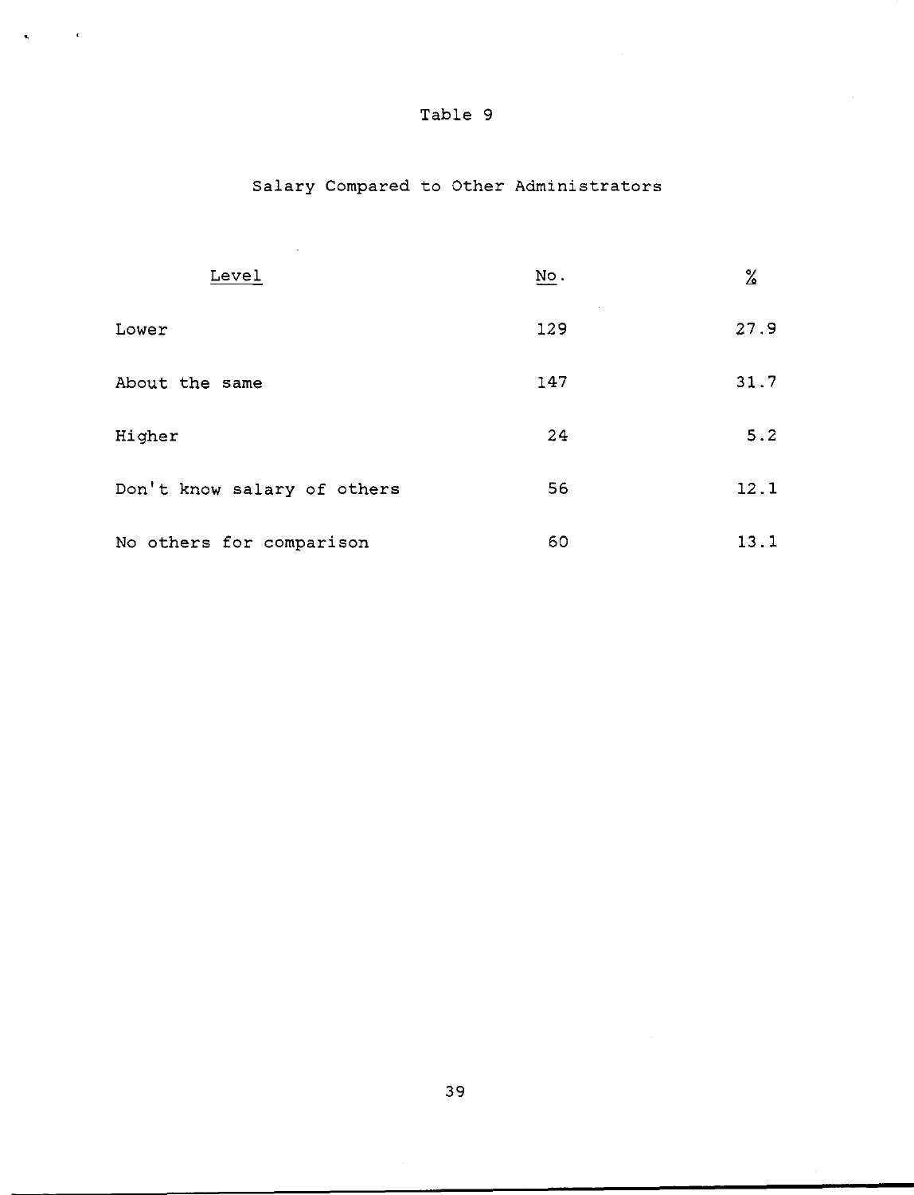Table 9

Salary Compared to Other Administrators

| Level | No. | % |
|---|---|---|
| Lower | 129 | 27.9 |
| About the same | 147 | 31.7 |
| Higher | 24 | 5.2 |
| Don't know salary of others | 56 | 12.1 |
| No others for comparison | 60 | 13.1 |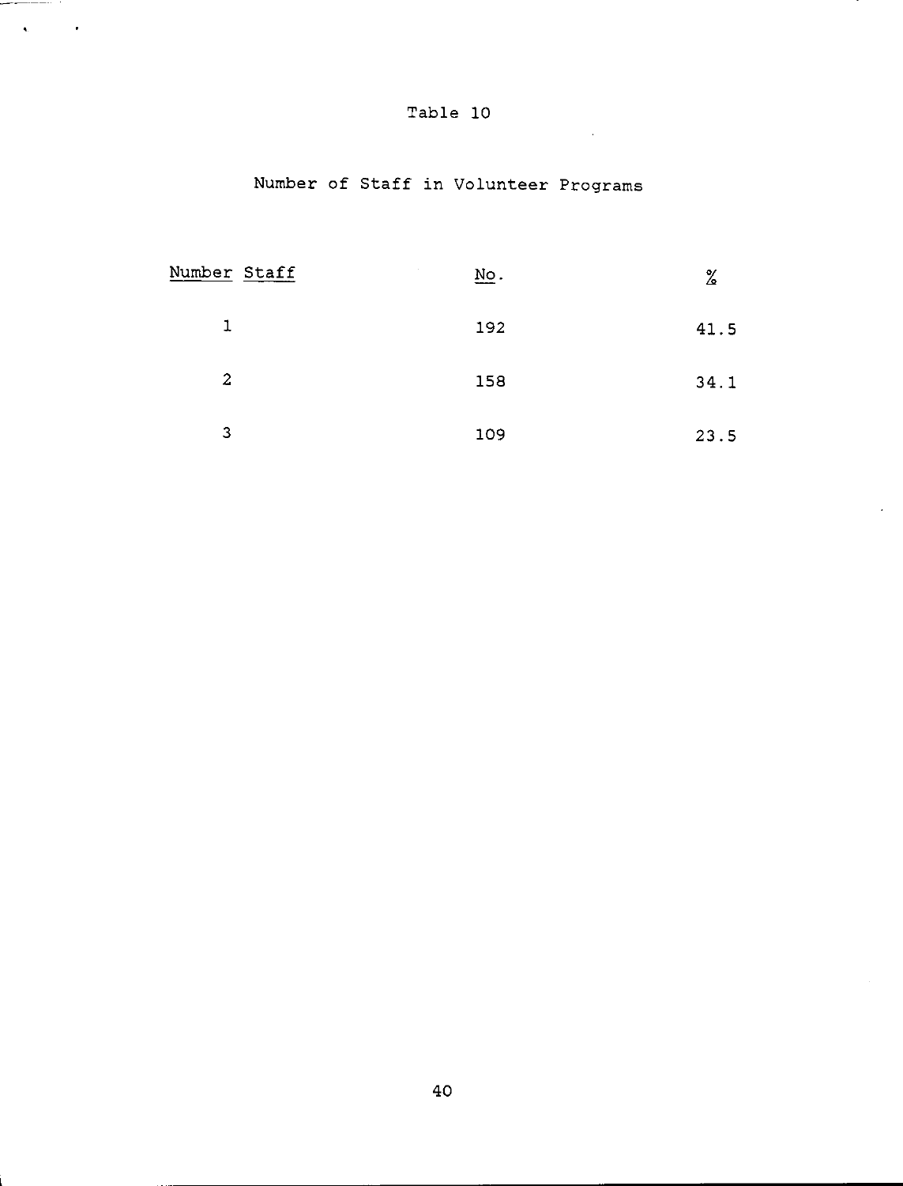Table 10

Number of Staff in Volunteer Programs

| Number Staff | No. | % |
|---|---|---|
| 1 | 192 | 41.5 |
| 2 | 158 | 34.1 |
| 3 | 109 | 23.5 |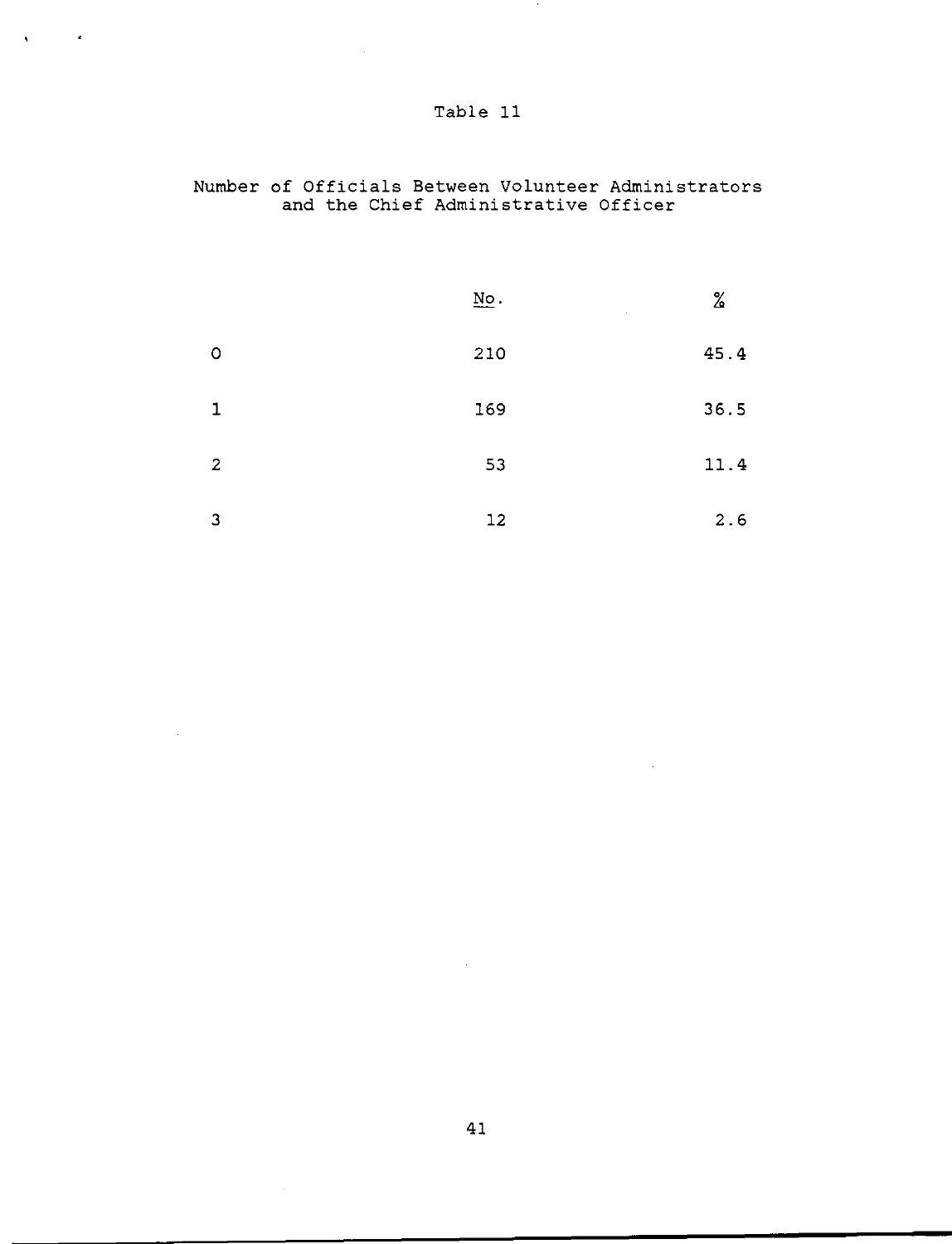Table 11

Number of Officials Between Volunteer Administrators and the Chief Administrative Officer

| | No. | % |
|---|---|---|
| 0 | 210 | 45.4 |
| 1 | 169 | 36.5 |
| 2 | 53 | 11.4 |
| 3 | 12 | 2.6 |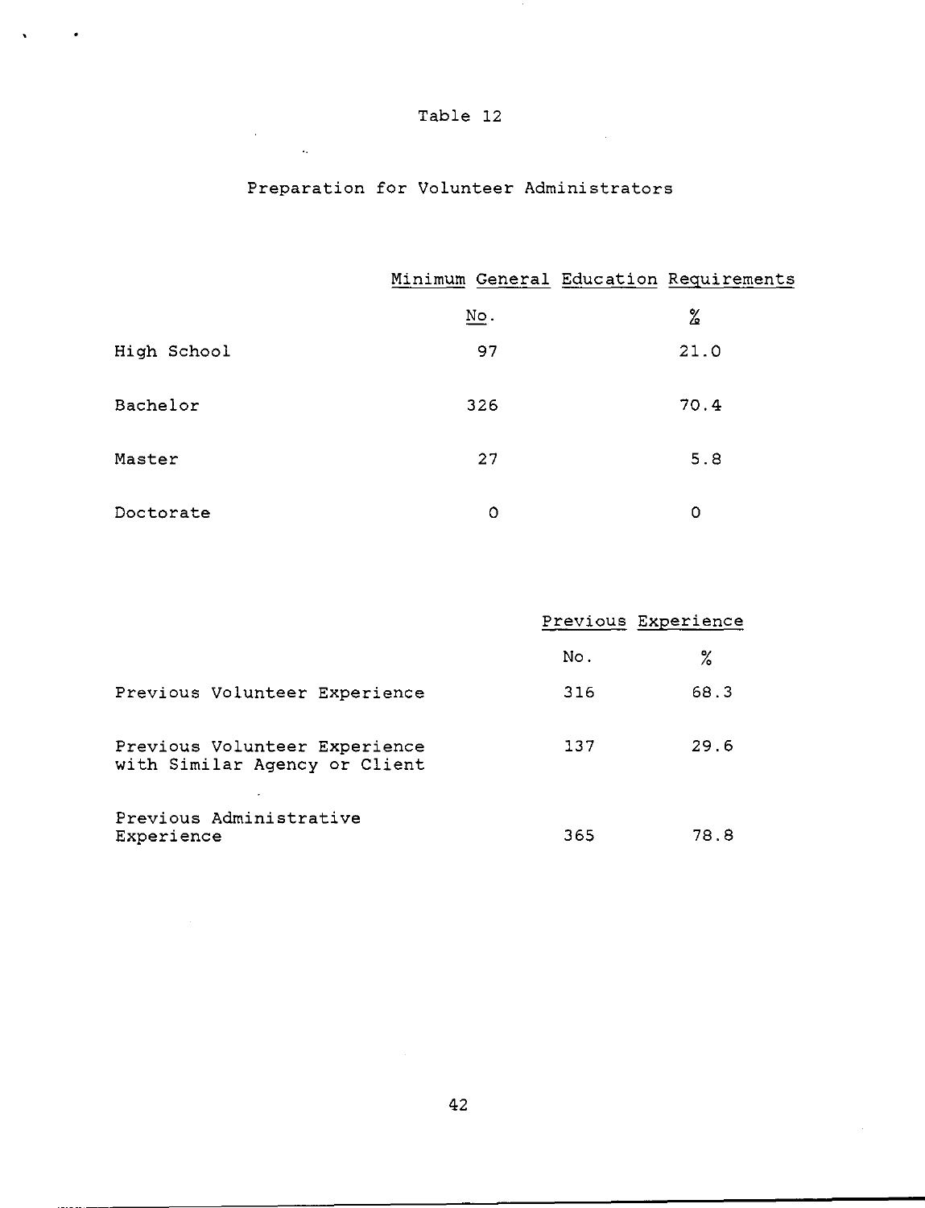Table 12

Preparation for Volunteer Administrators

| | Minimum General Education Requirements | |
|---|---|---|
| | No. | % |
| High School | 97 | 21.0 |
| Bachelor | 326 | 70.4 |
| Master | 27 | 5.8 |
| Doctorate | 0 | 0 |

| | Previous Experience | |
|---|---|---|
| | No. | % |
| Previous Volunteer Experience | 316 | 68.3 |
| Previous Volunteer Experience with Similar Agency or Client | 137 | 29.6 |
| Previous Administrative Experience | 365 | 78.8 |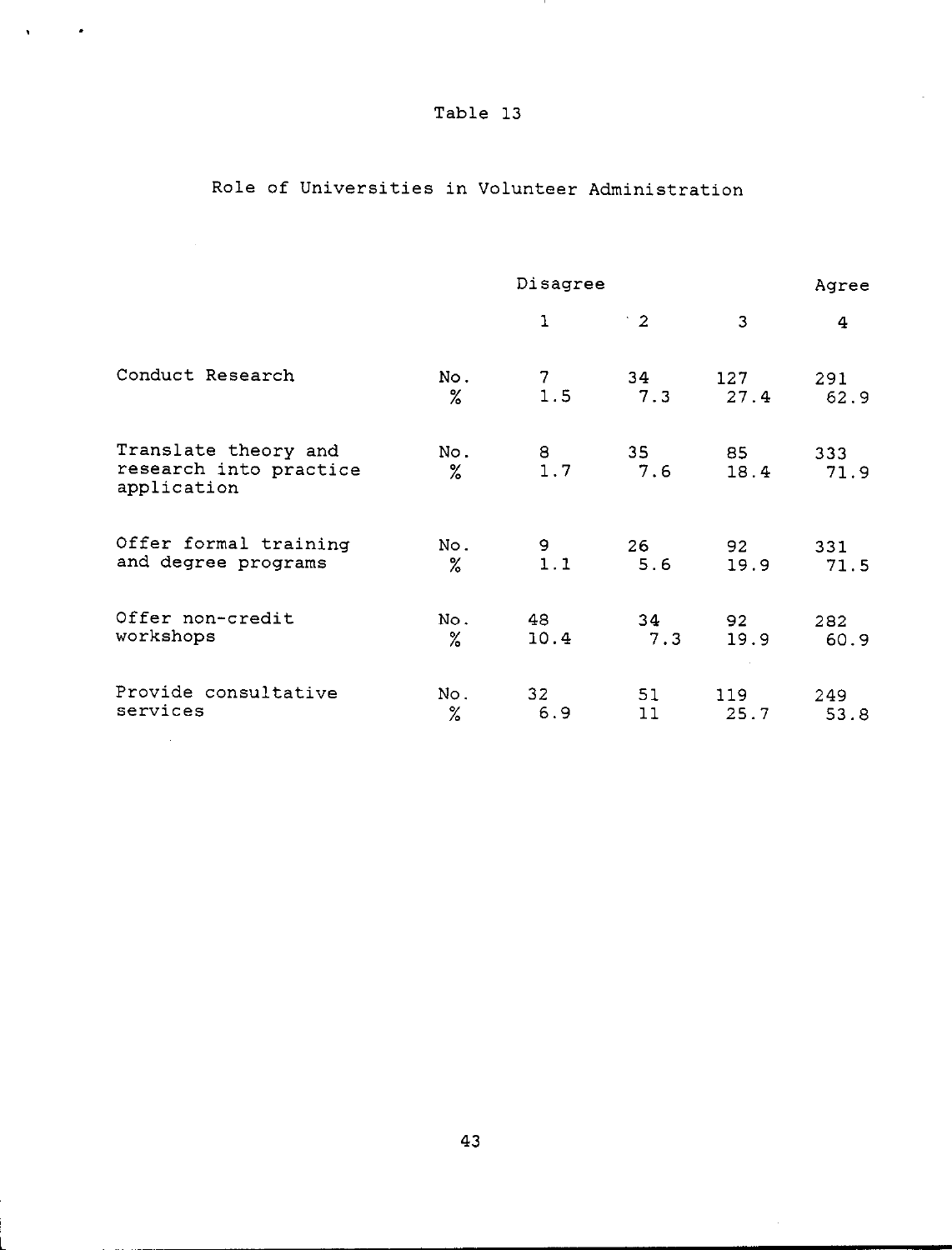Table 13

Role of Universities in Volunteer Administration

| | | Disagree 1 | 2 | 3 | Agree 4 |
|---|---|---|---|---|---|
| Conduct Research | No. | 7 | 34 | 127 | 291 |
| | % | 1.5 | 7.3 | 27.4 | 62.9 |
| Translate theory and research into practice application | No. | 8 | 35 | 85 | 333 |
| | % | 1.7 | 7.6 | 18.4 | 71.9 |
| Offer formal training and degree programs | No. | 9 | 26 | 92 | 331 |
| | % | 1.1 | 5.6 | 19.9 | 71.5 |
| Offer non-credit workshops | No. | 48 | 34 | 92 | 282 |
| | % | 10.4 | 7.3 | 19.9 | 60.9 |
| Provide consultative services | No. | 32 | 51 | 119 | 249 |
| | % | 6.9 | 11 | 25.7 | 53.8 |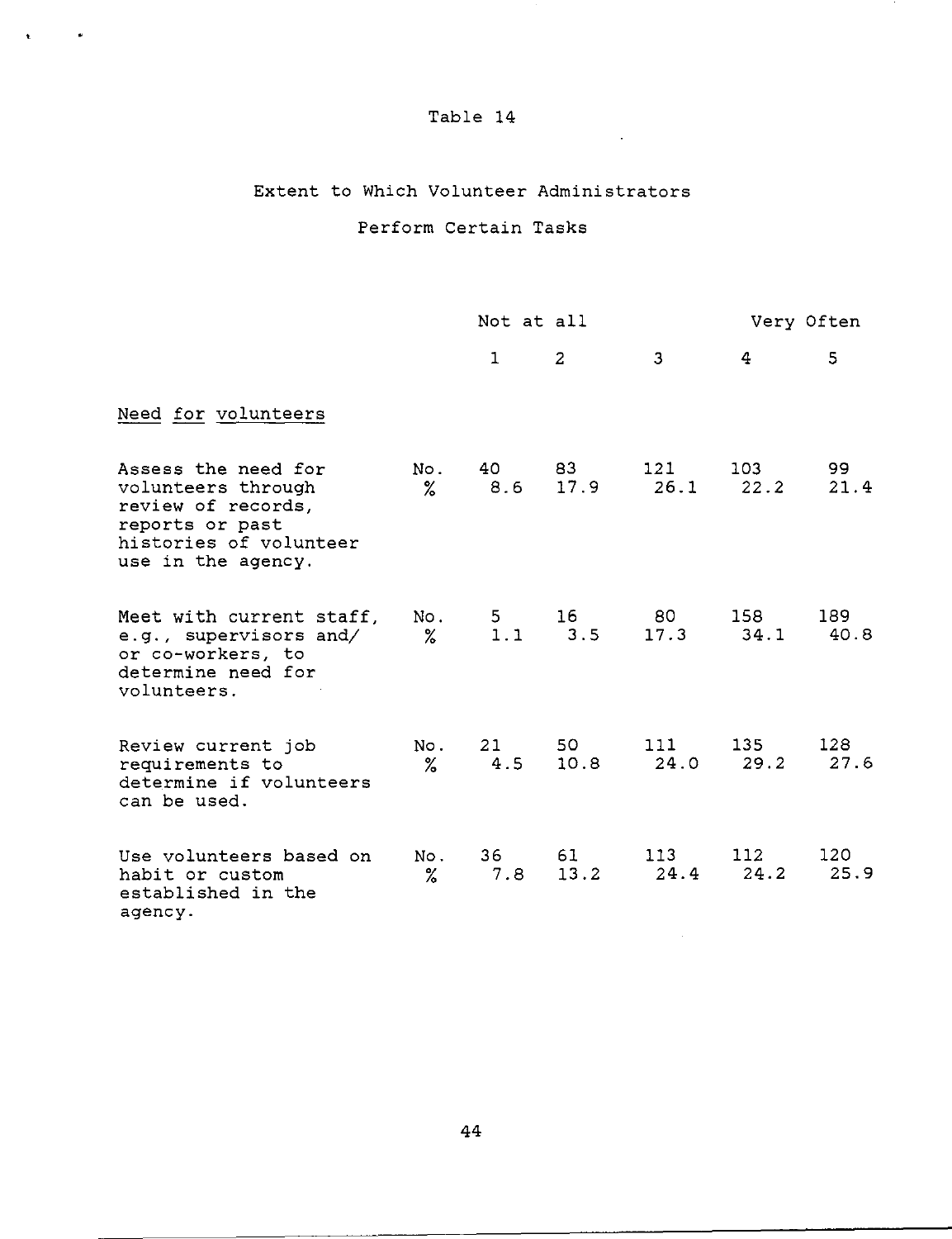Table 14

Extent to Which Volunteer Administrators

Perform Certain Tasks

| | | Not at all 1 | 2 | 3 | 4 | Very Often 5 |
|---|---|---|---|---|---|---|
| Need for volunteers | | | | | | |
| Assess the need for volunteers through review of records, reports or past histories of volunteer use in the agency. | No. | 40 | 83 | 121 | 103 | 99 |
| | % | 8.6 | 17.9 | 26.1 | 22.2 | 21.4 |
| Meet with current staff, e.g., supervisors and/ or co-workers, to determine need for volunteers. | No. | 5 | 16 | 80 | 158 | 189 |
| | % | 1.1 | 3.5 | 17.3 | 34.1 | 40.8 |
| Review current job requirements to determine if volunteers can be used. | No. | 21 | 50 | 111 | 135 | 128 |
| | % | 4.5 | 10.8 | 24.0 | 29.2 | 27.6 |
| Use volunteers based on habit or custom established in the agency. | No. | 36 | 61 | 113 | 112 | 120 |
| | % | 7.8 | 13.2 | 24.4 | 24.2 | 25.9 |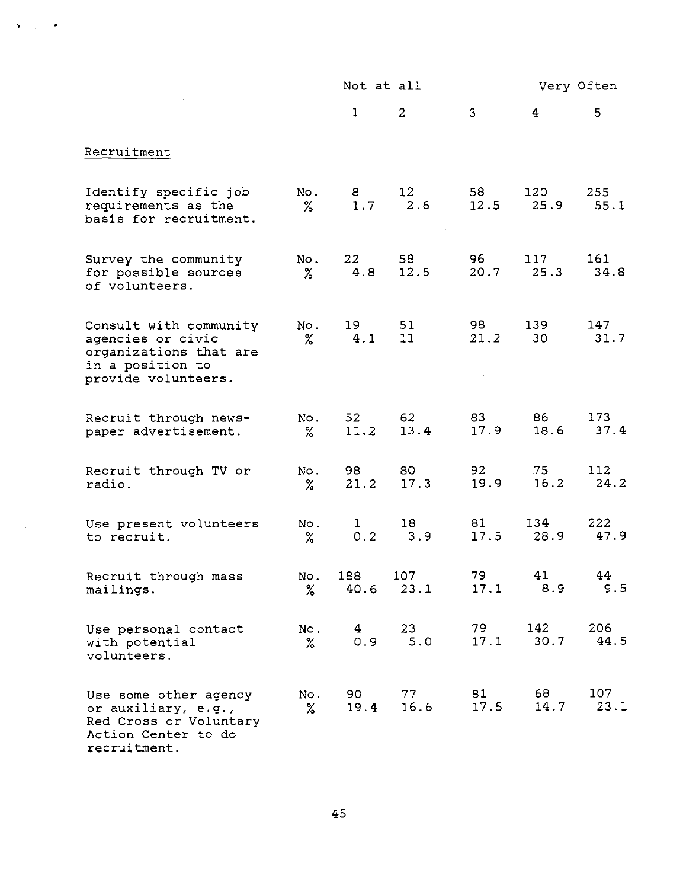| | | Not at all | | | Very Often | |
|---|---|---|---|---|---|---|
| | | 1 | 2 | 3 | 4 | 5 |
| Recruitment | | | | | | |
| Identify specific job requirements as the basis for recruitment. | No. | 8 | 12 | 58 | 120 | 255 |
| | % | 1.7 | 2.6 | 12.5 | 25.9 | 55.1 |
| Survey the community for possible sources of volunteers. | No. | 22 | 58 | 96 | 117 | 161 |
| | % | 4.8 | 12.5 | 20.7 | 25.3 | 34.8 |
| Consult with community agencies or civic organizations that are in a position to provide volunteers. | No. | 19 | 51 | 98 | 139 | 147 |
| | % | 4.1 | 11 | 21.2 | 30 | 31.7 |
| Recruit through newspaper advertisement. | No. | 52 | 62 | 83 | 86 | 173 |
| | % | 11.2 | 13.4 | 17.9 | 18.6 | 37.4 |
| Recruit through TV or radio. | No. | 98 | 80 | 92 | 75 | 112 |
| | % | 21.2 | 17.3 | 19.9 | 16.2 | 24.2 |
| Use present volunteers to recruit. | No. | 1 | 18 | 81 | 134 | 222 |
| | % | 0.2 | 3.9 | 17.5 | 28.9 | 47.9 |
| Recruit through mass mailings. | No. | 188 | 107 | 79 | 41 | 44 |
| | % | 40.6 | 23.1 | 17.1 | 8.9 | 9.5 |
| Use personal contact with potential volunteers. | No. | 4 | 23 | 79 | 142 | 206 |
| | % | 0.9 | 5.0 | 17.1 | 30.7 | 44.5 |
| Use some other agency or auxiliary, e.g., Red Cross or Voluntary Action Center to do recruitment. | No. | 90 | 77 | 81 | 68 | 107 |
| | % | 19.4 | 16.6 | 17.5 | 14.7 | 23.1 |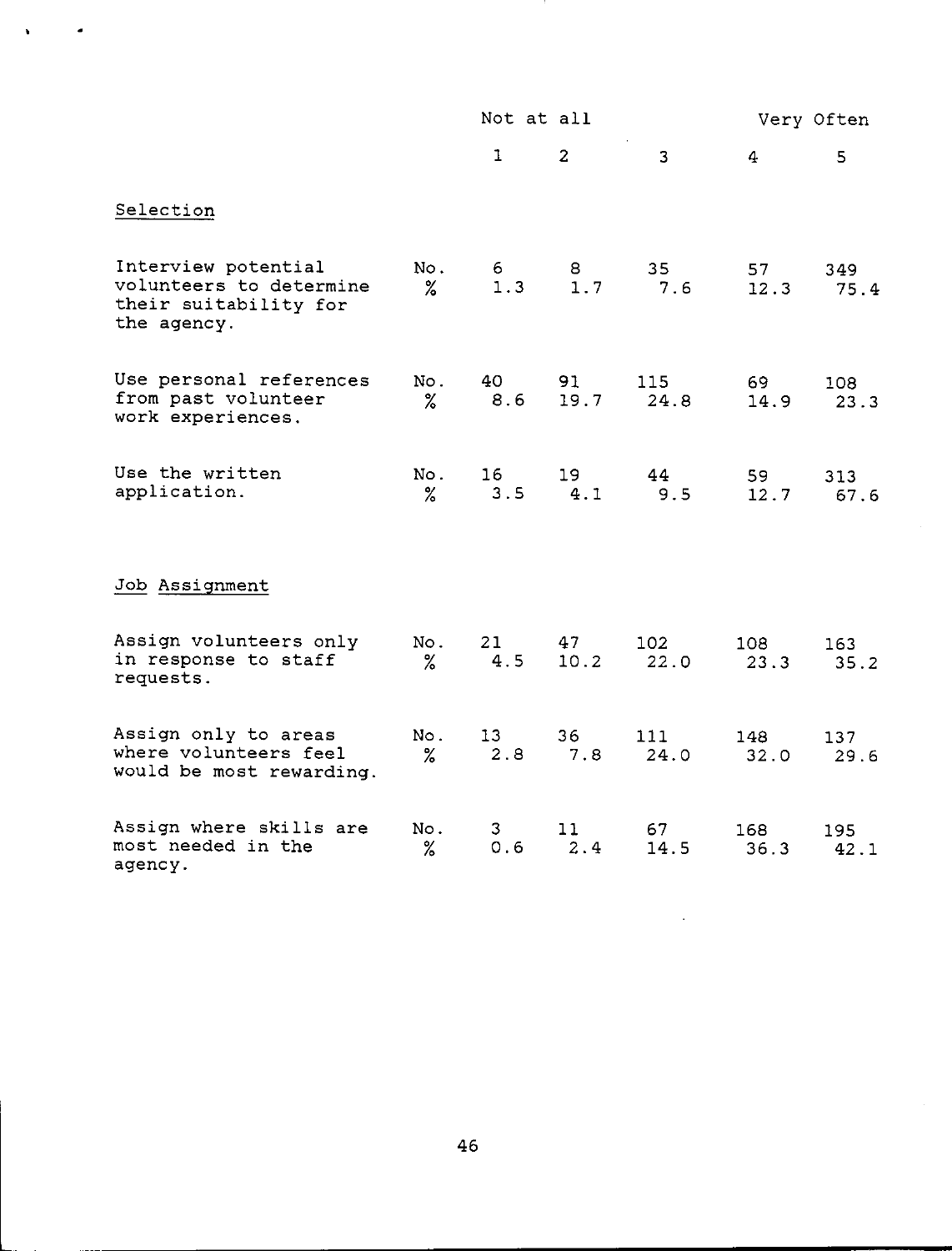| | | Not at all 1 | 2 | 3 | 4 | Very Often 5 |
|---|---|---|---|---|---|---|
| Selection | | | | | | |
| Interview potential volunteers to determine their suitability for the agency. | No. | 6 | 8 | 35 | 57 | 349 |
| | % | 1.3 | 1.7 | 7.6 | 12.3 | 75.4 |
| Use personal references from past volunteer work experiences. | No. | 40 | 91 | 115 | 69 | 108 |
| | % | 8.6 | 19.7 | 24.8 | 14.9 | 23.3 |
| Use the written application. | No. | 16 | 19 | 44 | 59 | 313 |
| | % | 3.5 | 4.1 | 9.5 | 12.7 | 67.6 |
| Job Assignment | | | | | | |
| Assign volunteers only in response to staff requests. | No. | 21 | 47 | 102 | 108 | 163 |
| | % | 4.5 | 10.2 | 22.0 | 23.3 | 35.2 |
| Assign only to areas where volunteers feel would be most rewarding. | No. | 13 | 36 | 111 | 148 | 137 |
| | % | 2.8 | 7.8 | 24.0 | 32.0 | 29.6 |
| Assign where skills are most needed in the agency. | No. | 3 | 11 | 67 | 168 | 195 |
| | % | 0.6 | 2.4 | 14.5 | 36.3 | 42.1 |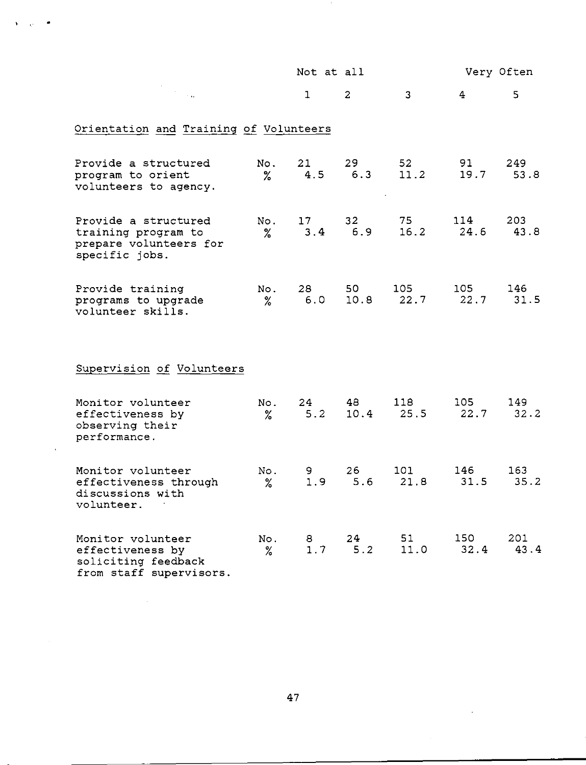| | | Not at all 1 | 2 | 3 | 4 | Very Often 5 |
|---|---|---|---|---|---|---|
| **Orientation and Training of Volunteers** | | | | | | |
| Provide a structured program to orient volunteers to agency. | No. | 21 | 29 | 52 | 91 | 249 |
| | % | 4.5 | 6.3 | 11.2 | 19.7 | 53.8 |
| Provide a structured training program to prepare volunteers for specific jobs. | No. | 17 | 32 | 75 | 114 | 203 |
| | % | 3.4 | 6.9 | 16.2 | 24.6 | 43.8 |
| Provide training programs to upgrade volunteer skills. | No. | 28 | 50 | 105 | 105 | 146 |
| | % | 6.0 | 10.8 | 22.7 | 22.7 | 31.5 |
| **Supervision of Volunteers** | | | | | | |
| Monitor volunteer effectiveness by observing their performance. | No. | 24 | 48 | 118 | 105 | 149 |
| | % | 5.2 | 10.4 | 25.5 | 22.7 | 32.2 |
| Monitor volunteer effectiveness through discussions with volunteer. | No. | 9 | 26 | 101 | 146 | 163 |
| | % | 1.9 | 5.6 | 21.8 | 31.5 | 35.2 |
| Monitor volunteer effectiveness by soliciting feedback from staff supervisors. | No. | 8 | 24 | 51 | 150 | 201 |
| | % | 1.7 | 5.2 | 11.0 | 32.4 | 43.4 |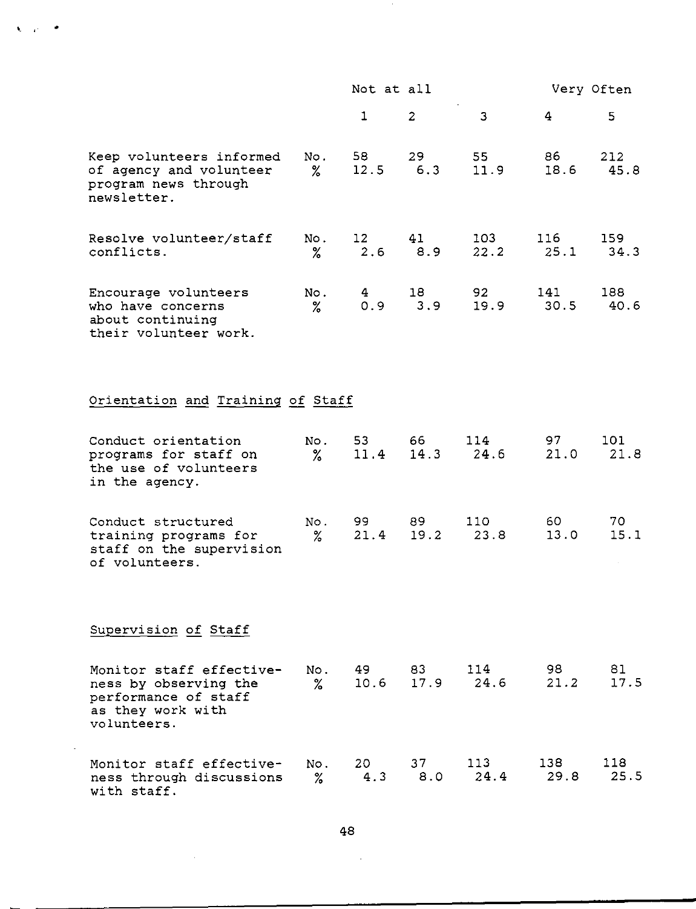| | | Not at all 1 | 2 | 3 | 4 | Very Often 5 |
|---|---|---|---|---|---|---|
| Keep volunteers informed of agency and volunteer program news through newsletter. | No. | 58 | 29 | 55 | 86 | 212 |
| | % | 12.5 | 6.3 | 11.9 | 18.6 | 45.8 |
| Resolve volunteer/staff conflicts. | No. | 12 | 41 | 103 | 116 | 159 |
| | % | 2.6 | 8.9 | 22.2 | 25.1 | 34.3 |
| Encourage volunteers who have concerns about continuing their volunteer work. | No. | 4 | 18 | 92 | 141 | 188 |
| | % | 0.9 | 3.9 | 19.9 | 30.5 | 40.6 |
| **Orientation and Training of Staff** | | | | | | |
| Conduct orientation programs for staff on the use of volunteers in the agency. | No. | 53 | 66 | 114 | 97 | 101 |
| | % | 11.4 | 14.3 | 24.6 | 21.0 | 21.8 |
| Conduct structured training programs for staff on the supervision of volunteers. | No. | 99 | 89 | 110 | 60 | 70 |
| | % | 21.4 | 19.2 | 23.8 | 13.0 | 15.1 |
| **Supervision of Staff** | | | | | | |
| Monitor staff effectiveness by observing the performance of staff as they work with volunteers. | No. | 49 | 83 | 114 | 98 | 81 |
| | % | 10.6 | 17.9 | 24.6 | 21.2 | 17.5 |
| Monitor staff effectiveness through discussions with staff. | No. | 20 | 37 | 113 | 138 | 118 |
| | % | 4.3 | 8.0 | 24.4 | 29.8 | 25.5 |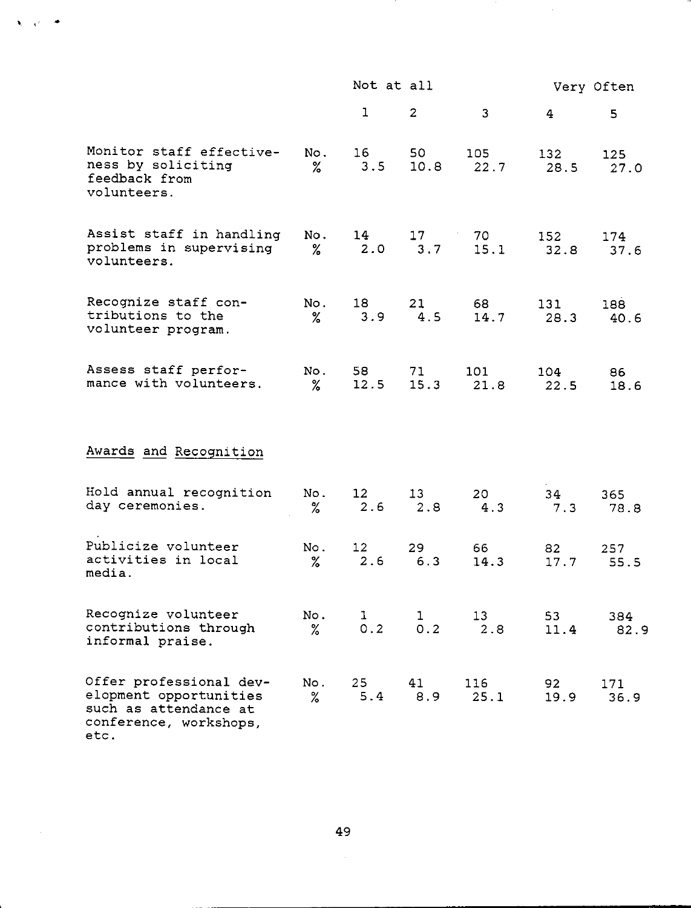| | | Not at all | | | | Very Often |
|---|---|---|---|---|---|---|
| | | 1 | 2 | 3 | 4 | 5 |
| Monitor staff effectiveness by soliciting feedback from volunteers. | No. | 16 | 50 | 105 | 132 | 125 |
| | % | 3.5 | 10.8 | 22.7 | 28.5 | 27.0 |
| Assist staff in handling problems in supervising volunteers. | No. | 14 | 17 | 70 | 152 | 174 |
| | % | 2.0 | 3.7 | 15.1 | 32.8 | 37.6 |
| Recognize staff contributions to the volunteer program. | No. | 18 | 21 | 68 | 131 | 188 |
| | % | 3.9 | 4.5 | 14.7 | 28.3 | 40.6 |
| Assess staff performance with volunteers. | No. | 58 | 71 | 101 | 104 | 86 |
| | % | 12.5 | 15.3 | 21.8 | 22.5 | 18.6 |
| Awards and Recognition | | | | | | |
| Hold annual recognition day ceremonies. | No. | 12 | 13 | 20 | 34 | 365 |
| | % | 2.6 | 2.8 | 4.3 | 7.3 | 78.8 |
| Publicize volunteer activities in local media. | No. | 12 | 29 | 66 | 82 | 257 |
| | % | 2.6 | 6.3 | 14.3 | 17.7 | 55.5 |
| Recognize volunteer contributions through informal praise. | No. | 1 | 1 | 13 | 53 | 384 |
| | % | 0.2 | 0.2 | 2.8 | 11.4 | 82.9 |
| Offer professional development opportunities such as attendance at conference, workshops, etc. | No. | 25 | 41 | 116 | 92 | 171 |
| | % | 5.4 | 8.9 | 25.1 | 19.9 | 36.9 |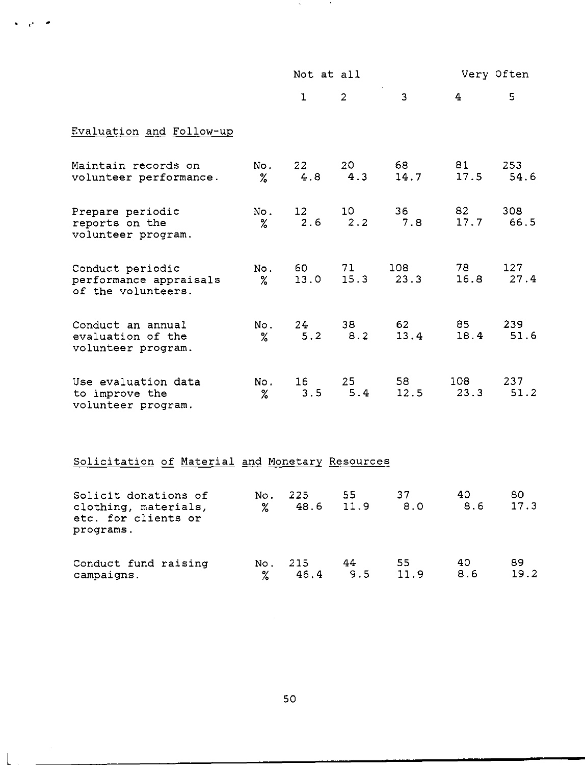| | | Not at all | | | | Very Often |
|---|---|---|---|---|---|---|
| | | 1 | 2 | 3 | 4 | 5 |
| **Evaluation and Follow-up** | | | | | | |
| Maintain records on volunteer performance. | No. | 22 | 20 | 68 | 81 | 253 |
| | % | 4.8 | 4.3 | 14.7 | 17.5 | 54.6 |
| Prepare periodic reports on the volunteer program. | No. | 12 | 10 | 36 | 82 | 308 |
| | % | 2.6 | 2.2 | 7.8 | 17.7 | 66.5 |
| Conduct periodic performance appraisals of the volunteers. | No. | 60 | 71 | 108 | 78 | 127 |
| | % | 13.0 | 15.3 | 23.3 | 16.8 | 27.4 |
| Conduct an annual evaluation of the volunteer program. | No. | 24 | 38 | 62 | 85 | 239 |
| | % | 5.2 | 8.2 | 13.4 | 18.4 | 51.6 |
| Use evaluation data to improve the volunteer program. | No. | 16 | 25 | 58 | 108 | 237 |
| | % | 3.5 | 5.4 | 12.5 | 23.3 | 51.2 |
| **Solicitation of Material and Monetary Resources** | | | | | | |
| Solicit donations of clothing, materials, etc. for clients or programs. | No. | 225 | 55 | 37 | 40 | 80 |
| | % | 48.6 | 11.9 | 8.0 | 8.6 | 17.3 |
| Conduct fund raising campaigns. | No. | 215 | 44 | 55 | 40 | 89 |
| | % | 46.4 | 9.5 | 11.9 | 8.6 | 19.2 |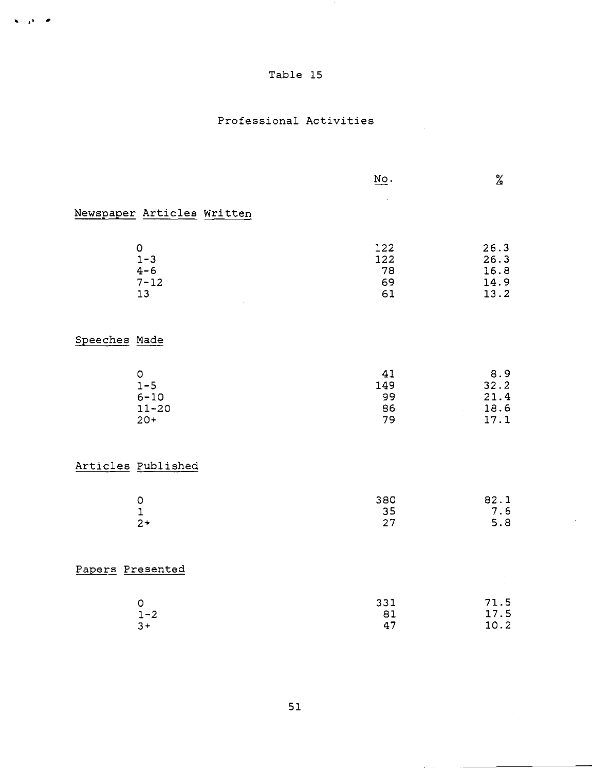Table 15

Professional Activities

| | No. | % |
|---|---|---|
| **Newspaper Articles Written** | | |
| 0 | 122 | 26.3 |
| 1-3 | 122 | 26.3 |
| 4-6 | 78 | 16.8 |
| 7-12 | 69 | 14.9 |
| 13 | 61 | 13.2 |
| **Speeches Made** | | |
| 0 | 41 | 8.9 |
| 1-5 | 149 | 32.2 |
| 6-10 | 99 | 21.4 |
| 11-20 | 86 | 18.6 |
| 20+ | 79 | 17.1 |
| **Articles Published** | | |
| 0 | 380 | 82.1 |
| 1 | 35 | 7.6 |
| 2+ | 27 | 5.8 |
| **Papers Presented** | | |
| 0 | 331 | 71.5 |
| 1-2 | 81 | 17.5 |
| 3+ | 47 | 10.2 |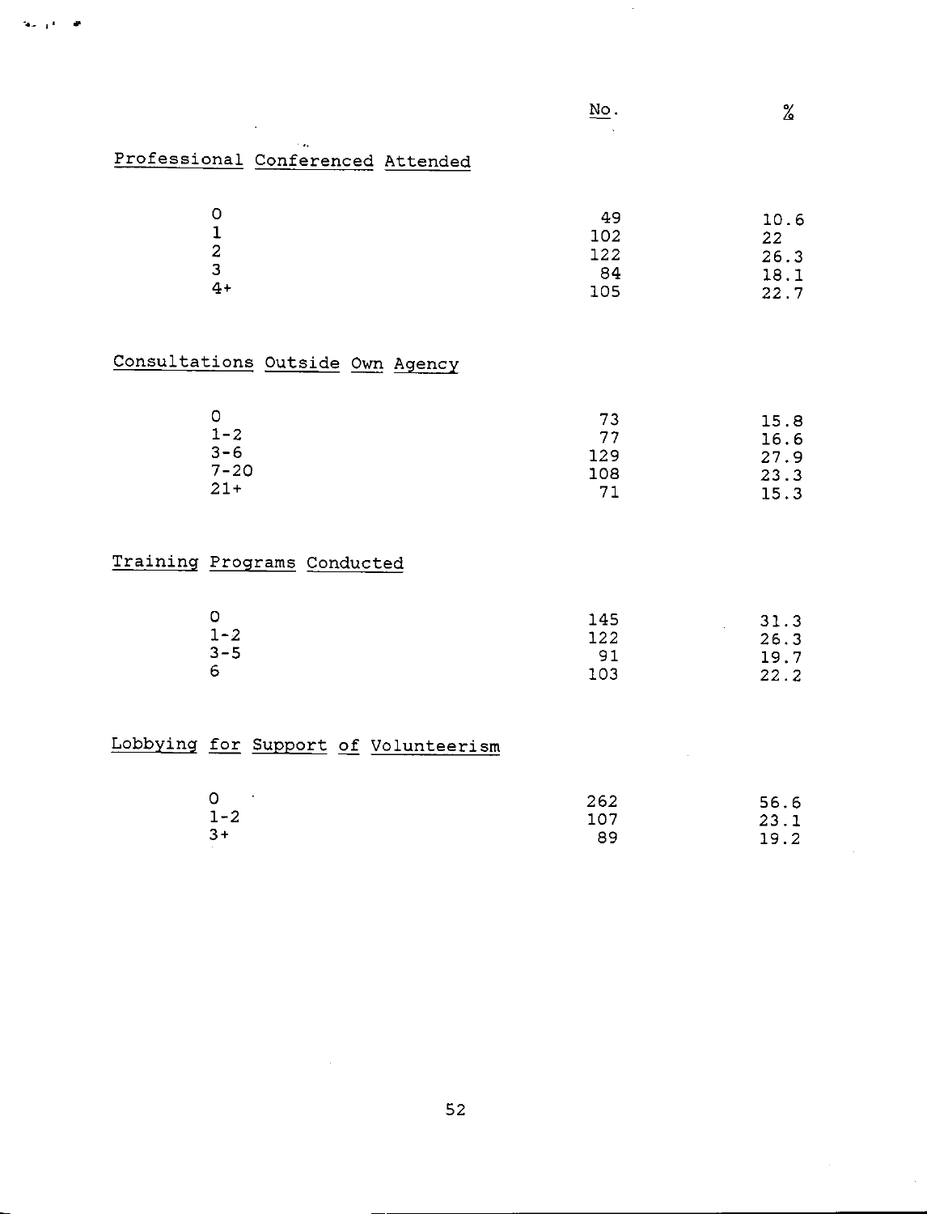| | No. | % |
|---|---|---|
| **Professional Conferenced Attended** | | |
| 0 | 49 | 10.6 |
| 1 | 102 | 22 |
| 2 | 122 | 26.3 |
| 3 | 84 | 18.1 |
| 4+ | 105 | 22.7 |
| **Consultations Outside Own Agency** | | |
| 0 | 73 | 15.8 |
| 1-2 | 77 | 16.6 |
| 3-6 | 129 | 27.9 |
| 7-20 | 108 | 23.3 |
| 21+ | 71 | 15.3 |
| **Training Programs Conducted** | | |
| 0 | 145 | 31.3 |
| 1-2 | 122 | 26.3 |
| 3-5 | 91 | 19.7 |
| 6 | 103 | 22.2 |
| **Lobbying for Support of Volunteerism** | | |
| 0 | 262 | 56.6 |
| 1-2 | 107 | 23.1 |
| 3+ | 89 | 19.2 |